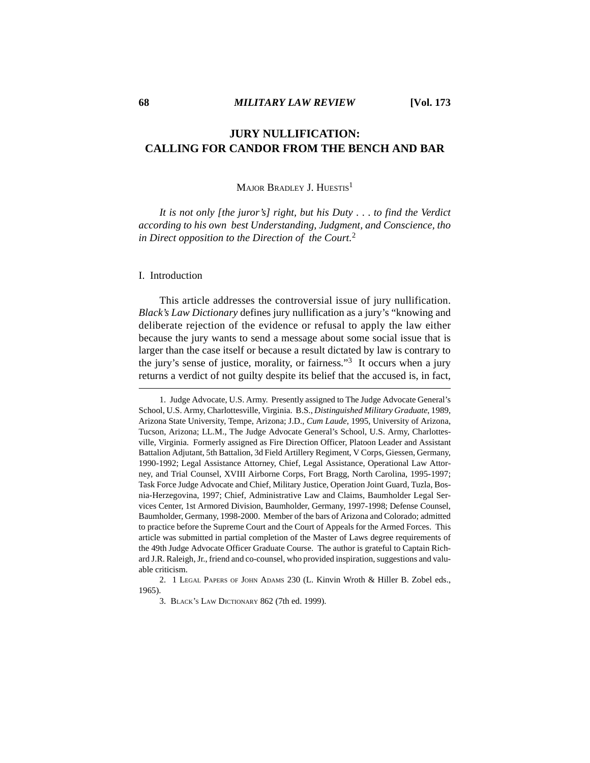# JURY NULLIFICATION: CALLING FOR CANDOR FROM THE BENCH AND BAR

MAJOR BRADLEY J. HUESTIS[1]

*It is not only [the juror's] right, but his Duty . . . to find the Verdict according to his own best Understanding, Judgment, and Conscience, tho in Direct opposition to the Direction of the Court.*[2]

## I. Introduction

This article addresses the controversial issue of jury nullification. *Black's Law Dictionary* defines jury nullification as a jury's "knowing and deliberate rejection of the evidence or refusal to apply the law either because the jury wants to send a message about some social issue that is larger than the case itself or because a result dictated by law is contrary to the jury's sense of justice, morality, or fairness."[3] It occurs when a jury returns a verdict of not guilty despite its belief that the accused is, in fact,

---

1. Judge Advocate, U.S. Army. Presently assigned to The Judge Advocate General's School, U.S. Army, Charlottesville, Virginia. B.S., *Distinguished Military Graduate*, 1989, Arizona State University, Tempe, Arizona; J.D., *Cum Laude*, 1995, University of Arizona, Tucson, Arizona; LL.M., The Judge Advocate General's School, U.S. Army, Charlottesville, Virginia. Formerly assigned as Fire Direction Officer, Platoon Leader and Assistant Battalion Adjutant, 5th Battalion, 3d Field Artillery Regiment, V Corps, Giessen, Germany, 1990-1992; Legal Assistance Attorney, Chief, Legal Assistance, Operational Law Attorney, and Trial Counsel, XVIII Airborne Corps, Fort Bragg, North Carolina, 1995-1997; Task Force Judge Advocate and Chief, Military Justice, Operation Joint Guard, Tuzla, Bosnia-Herzegovina, 1997; Chief, Administrative Law and Claims, Baumholder Legal Services Center, 1st Armored Division, Baumholder, Germany, 1997-1998; Defense Counsel, Baumholder, Germany, 1998-2000. Member of the bars of Arizona and Colorado; admitted to practice before the Supreme Court and the Court of Appeals for the Armed Forces. This article was submitted in partial completion of the Master of Laws degree requirements of the 49th Judge Advocate Officer Graduate Course. The author is grateful to Captain Richard J.R. Raleigh, Jr., friend and co-counsel, who provided inspiration, suggestions and valuable criticism.

2. 1 LEGAL PAPERS OF JOHN ADAMS 230 (L. Kinvin Wroth & Hiller B. Zobel eds., 1965).

3. BLACK'S LAW DICTIONARY 862 (7th ed. 1999).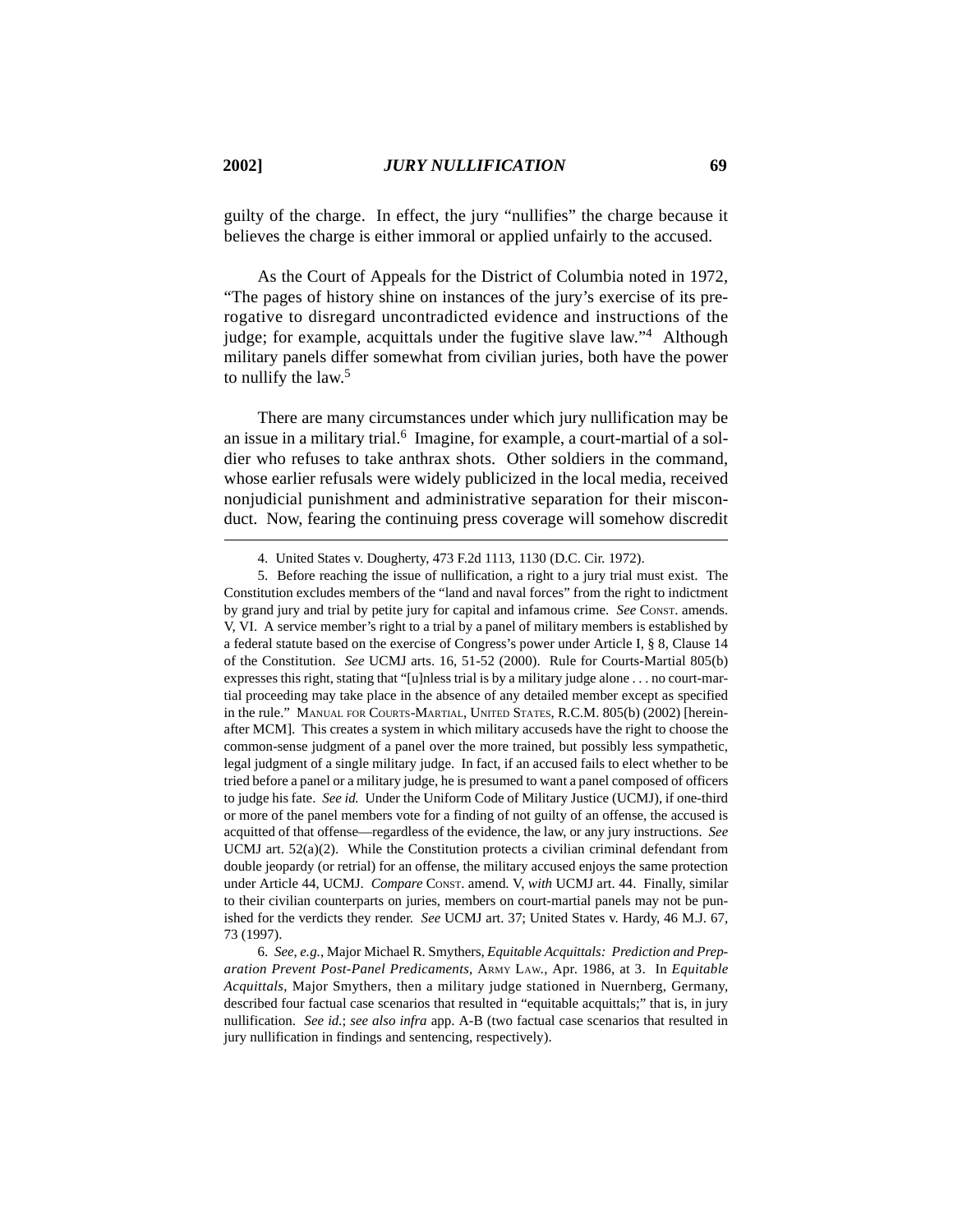guilty of the charge. In effect, the jury "nullifies" the charge because it believes the charge is either immoral or applied unfairly to the accused.

As the Court of Appeals for the District of Columbia noted in 1972, "The pages of history shine on instances of the jury's exercise of its prerogative to disregard uncontradicted evidence and instructions of the judge; for example, acquittals under the fugitive slave law."[4] Although military panels differ somewhat from civilian juries, both have the power to nullify the law.[5]

There are many circumstances under which jury nullification may be an issue in a military trial.[6] Imagine, for example, a court-martial of a soldier who refuses to take anthrax shots. Other soldiers in the command, whose earlier refusals were widely publicized in the local media, received nonjudicial punishment and administrative separation for their misconduct. Now, fearing the continuing press coverage will somehow discredit

---

4. United States v. Dougherty, 473 F.2d 1113, 1130 (D.C. Cir. 1972).

5. Before reaching the issue of nullification, a right to a jury trial must exist. The Constitution excludes members of the "land and naval forces" from the right to indictment by grand jury and trial by petite jury for capital and infamous crime. *See* CONST. amends. V, VI. A service member's right to a trial by a panel of military members is established by a federal statute based on the exercise of Congress's power under Article I, § 8, Clause 14 of the Constitution. *See* UCMJ arts. 16, 51-52 (2000). Rule for Courts-Martial 805(b) expresses this right, stating that "[u]nless trial is by a military judge alone . . . no court-martial proceeding may take place in the absence of any detailed member except as specified in the rule." MANUAL FOR COURTS-MARTIAL, UNITED STATES, R.C.M. 805(b) (2002) [hereinafter MCM]. This creates a system in which military accuseds have the right to choose the common-sense judgment of a panel over the more trained, but possibly less sympathetic, legal judgment of a single military judge. In fact, if an accused fails to elect whether to be tried before a panel or a military judge, he is presumed to want a panel composed of officers to judge his fate. *See id.* Under the Uniform Code of Military Justice (UCMJ), if one-third or more of the panel members vote for a finding of not guilty of an offense, the accused is acquitted of that offense—regardless of the evidence, the law, or any jury instructions. *See* UCMJ art. 52(a)(2). While the Constitution protects a civilian criminal defendant from double jeopardy (or retrial) for an offense, the military accused enjoys the same protection under Article 44, UCMJ. *Compare* CONST. amend. V, *with* UCMJ art. 44. Finally, similar to their civilian counterparts on juries, members on court-martial panels may not be punished for the verdicts they render. *See* UCMJ art. 37; United States v. Hardy, 46 M.J. 67, 73 (1997).

6. *See, e.g.*, Major Michael R. Smythers, *Equitable Acquittals: Prediction and Preparation Prevent Post-Panel Predicaments*, ARMY LAW., Apr. 1986, at 3. In *Equitable Acquittals*, Major Smythers, then a military judge stationed in Nuernberg, Germany, described four factual case scenarios that resulted in "equitable acquittals;" that is, in jury nullification. *See id.*; *see also infra* app. A-B (two factual case scenarios that resulted in jury nullification in findings and sentencing, respectively).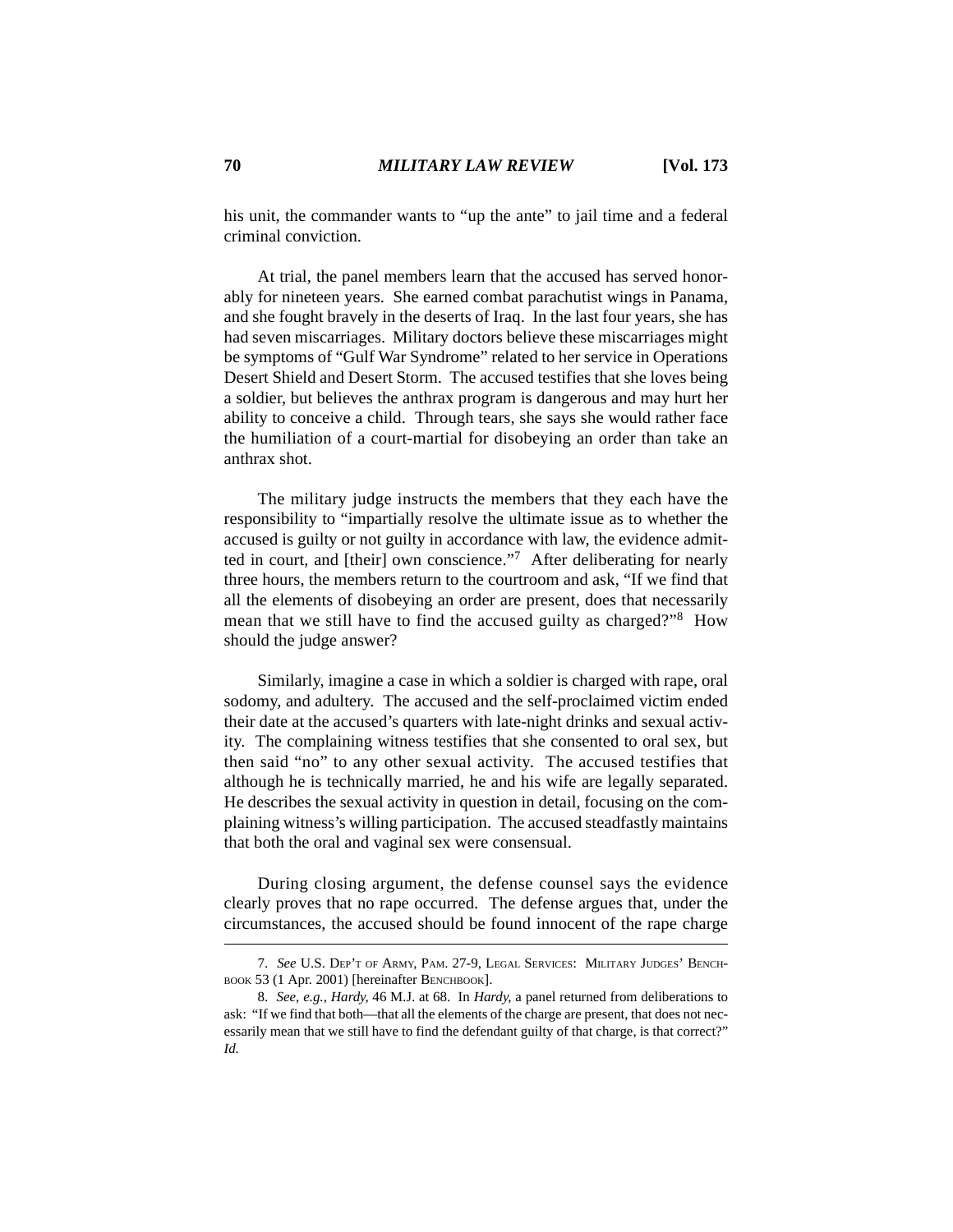his unit, the commander wants to "up the ante" to jail time and a federal criminal conviction.

At trial, the panel members learn that the accused has served honorably for nineteen years. She earned combat parachutist wings in Panama, and she fought bravely in the deserts of Iraq. In the last four years, she has had seven miscarriages. Military doctors believe these miscarriages might be symptoms of "Gulf War Syndrome" related to her service in Operations Desert Shield and Desert Storm. The accused testifies that she loves being a soldier, but believes the anthrax program is dangerous and may hurt her ability to conceive a child. Through tears, she says she would rather face the humiliation of a court-martial for disobeying an order than take an anthrax shot.

The military judge instructs the members that they each have the responsibility to "impartially resolve the ultimate issue as to whether the accused is guilty or not guilty in accordance with law, the evidence admitted in court, and [their] own conscience."[7] After deliberating for nearly three hours, the members return to the courtroom and ask, "If we find that all the elements of disobeying an order are present, does that necessarily mean that we still have to find the accused guilty as charged?"[8] How should the judge answer?

Similarly, imagine a case in which a soldier is charged with rape, oral sodomy, and adultery. The accused and the self-proclaimed victim ended their date at the accused's quarters with late-night drinks and sexual activity. The complaining witness testifies that she consented to oral sex, but then said "no" to any other sexual activity. The accused testifies that although he is technically married, he and his wife are legally separated. He describes the sexual activity in question in detail, focusing on the complaining witness's willing participation. The accused steadfastly maintains that both the oral and vaginal sex were consensual.

During closing argument, the defense counsel says the evidence clearly proves that no rape occurred. The defense argues that, under the circumstances, the accused should be found innocent of the rape charge

---

7. *See* U.S. Dep't of Army, Pam. 27-9, Legal Services: Military Judges' Benchbook 53 (1 Apr. 2001) [hereinafter Benchbook].

8. *See, e.g.*, *Hardy*, 46 M.J. at 68. In *Hardy*, a panel returned from deliberations to ask: "If we find that both—that all the elements of the charge are present, that does not necessarily mean that we still have to find the defendant guilty of that charge, is that correct?" *Id.*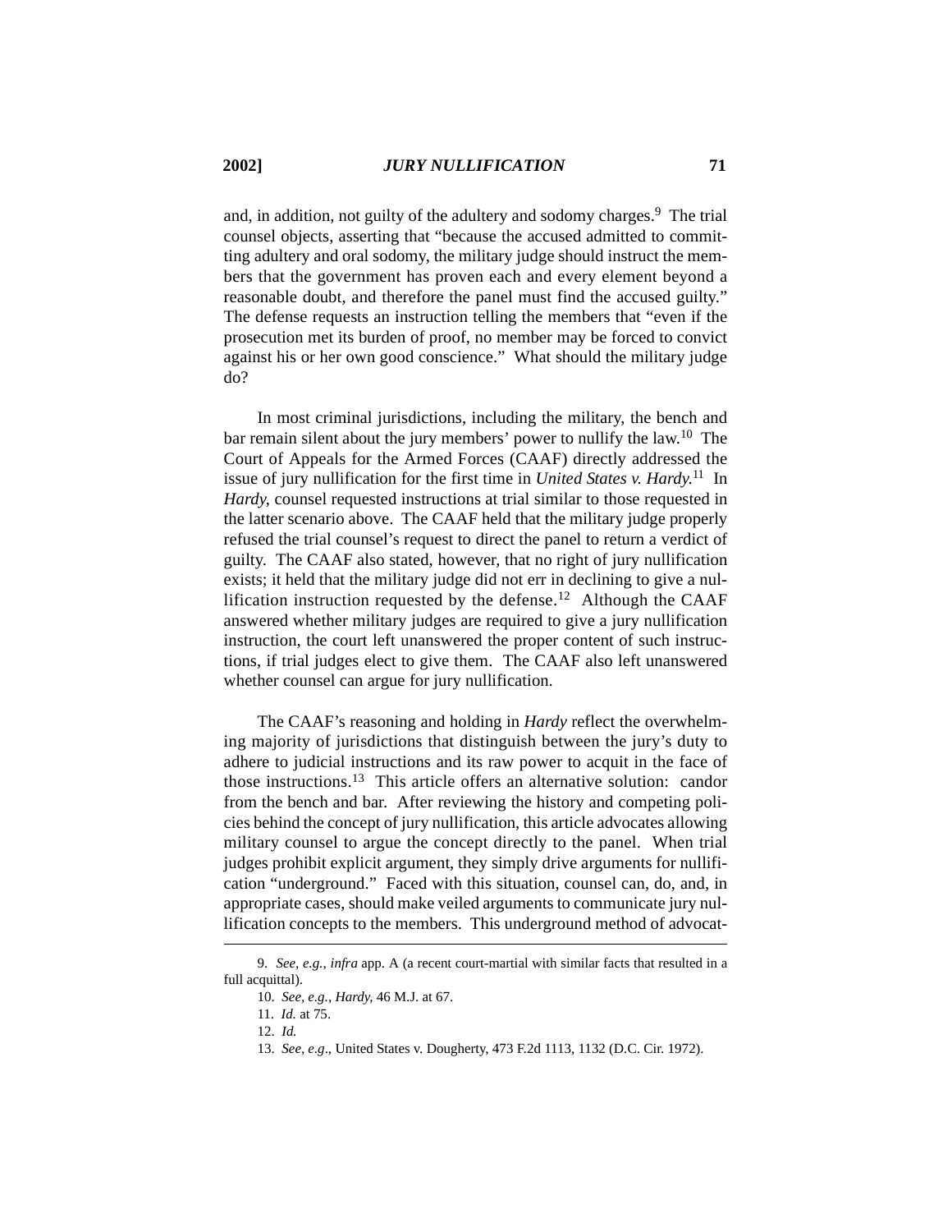and, in addition, not guilty of the adultery and sodomy charges.[9] The trial counsel objects, asserting that "because the accused admitted to committing adultery and oral sodomy, the military judge should instruct the members that the government has proven each and every element beyond a reasonable doubt, and therefore the panel must find the accused guilty." The defense requests an instruction telling the members that "even if the prosecution met its burden of proof, no member may be forced to convict against his or her own good conscience." What should the military judge do?

In most criminal jurisdictions, including the military, the bench and bar remain silent about the jury members' power to nullify the law.[10] The Court of Appeals for the Armed Forces (CAAF) directly addressed the issue of jury nullification for the first time in *United States v. Hardy*.[11] In *Hardy*, counsel requested instructions at trial similar to those requested in the latter scenario above. The CAAF held that the military judge properly refused the trial counsel's request to direct the panel to return a verdict of guilty. The CAAF also stated, however, that no right of jury nullification exists; it held that the military judge did not err in declining to give a nullification instruction requested by the defense.[12] Although the CAAF answered whether military judges are required to give a jury nullification instruction, the court left unanswered the proper content of such instructions, if trial judges elect to give them. The CAAF also left unanswered whether counsel can argue for jury nullification.

The CAAF's reasoning and holding in *Hardy* reflect the overwhelming majority of jurisdictions that distinguish between the jury's duty to adhere to judicial instructions and its raw power to acquit in the face of those instructions.[13] This article offers an alternative solution: candor from the bench and bar. After reviewing the history and competing policies behind the concept of jury nullification, this article advocates allowing military counsel to argue the concept directly to the panel. When trial judges prohibit explicit argument, they simply drive arguments for nullification "underground." Faced with this situation, counsel can, do, and, in appropriate cases, should make veiled arguments to communicate jury nullification concepts to the members. This underground method of advocat-

---

9. *See, e.g.*, *infra* app. A (a recent court-martial with similar facts that resulted in a full acquittal).

10. *See, e.g.*, *Hardy*, 46 M.J. at 67.

11. *Id.* at 75.

12. *Id.*

13. *See, e.g*., United States v. Dougherty, 473 F.2d 1113, 1132 (D.C. Cir. 1972).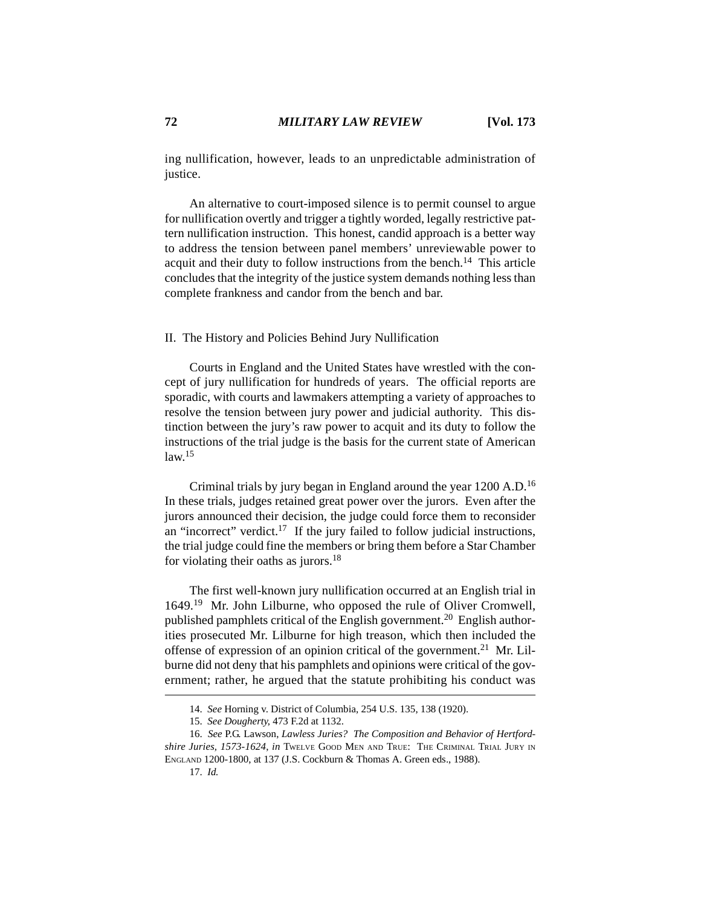ing nullification, however, leads to an unpredictable administration of justice.

An alternative to court-imposed silence is to permit counsel to argue for nullification overtly and trigger a tightly worded, legally restrictive pattern nullification instruction. This honest, candid approach is a better way to address the tension between panel members' unreviewable power to acquit and their duty to follow instructions from the bench.[14] This article concludes that the integrity of the justice system demands nothing less than complete frankness and candor from the bench and bar.

## II. The History and Policies Behind Jury Nullification

Courts in England and the United States have wrestled with the concept of jury nullification for hundreds of years. The official reports are sporadic, with courts and lawmakers attempting a variety of approaches to resolve the tension between jury power and judicial authority. This distinction between the jury's raw power to acquit and its duty to follow the instructions of the trial judge is the basis for the current state of American law.[15]

Criminal trials by jury began in England around the year 1200 A.D.[16] In these trials, judges retained great power over the jurors. Even after the jurors announced their decision, the judge could force them to reconsider an "incorrect" verdict.[17] If the jury failed to follow judicial instructions, the trial judge could fine the members or bring them before a Star Chamber for violating their oaths as jurors.[18]

The first well-known jury nullification occurred at an English trial in 1649.[19] Mr. John Lilburne, who opposed the rule of Oliver Cromwell, published pamphlets critical of the English government.[20] English authorities prosecuted Mr. Lilburne for high treason, which then included the offense of expression of an opinion critical of the government.[21] Mr. Lilburne did not deny that his pamphlets and opinions were critical of the government; rather, he argued that the statute prohibiting his conduct was

---

14. *See* Horning v. District of Columbia, 254 U.S. 135, 138 (1920).

15. *See Dougherty*, 473 F.2d at 1132.

16. *See* P.G. Lawson, *Lawless Juries? The Composition and Behavior of Hertfordshire Juries, 1573-1624*, *in* TWELVE GOOD MEN AND TRUE: THE CRIMINAL TRIAL JURY IN ENGLAND 1200-1800, at 137 (J.S. Cockburn & Thomas A. Green eds., 1988).

17. *Id.*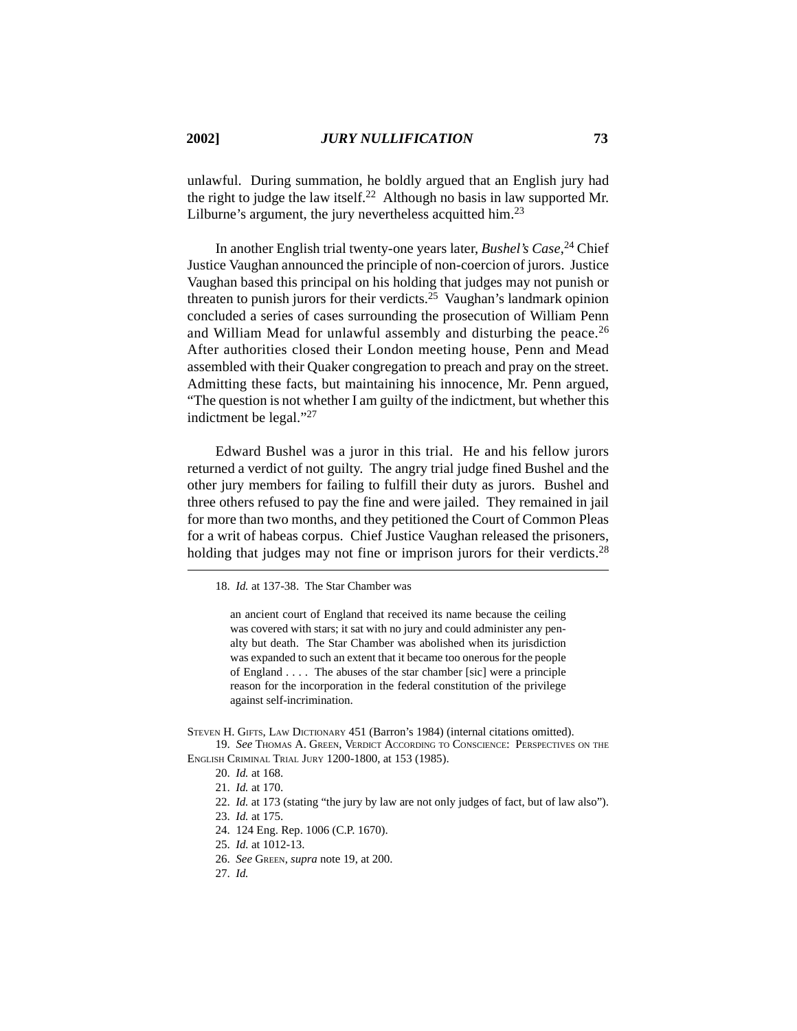unlawful. During summation, he boldly argued that an English jury had the right to judge the law itself.[22] Although no basis in law supported Mr. Lilburne's argument, the jury nevertheless acquitted him.[23]

In another English trial twenty-one years later, *Bushel's Case*,[24] Chief Justice Vaughan announced the principle of non-coercion of jurors. Justice Vaughan based this principal on his holding that judges may not punish or threaten to punish jurors for their verdicts.[25] Vaughan's landmark opinion concluded a series of cases surrounding the prosecution of William Penn and William Mead for unlawful assembly and disturbing the peace.[26] After authorities closed their London meeting house, Penn and Mead assembled with their Quaker congregation to preach and pray on the street. Admitting these facts, but maintaining his innocence, Mr. Penn argued, "The question is not whether I am guilty of the indictment, but whether this indictment be legal."[27]

Edward Bushel was a juror in this trial. He and his fellow jurors returned a verdict of not guilty. The angry trial judge fined Bushel and the other jury members for failing to fulfill their duty as jurors. Bushel and three others refused to pay the fine and were jailed. They remained in jail for more than two months, and they petitioned the Court of Common Pleas for a writ of habeas corpus. Chief Justice Vaughan released the prisoners, holding that judges may not fine or imprison jurors for their verdicts.[28]

---

18. *Id.* at 137-38. The Star Chamber was

> an ancient court of England that received its name because the ceiling was covered with stars; it sat with no jury and could administer any penalty but death. The Star Chamber was abolished when its jurisdiction was expanded to such an extent that it became too onerous for the people of England . . . . The abuses of the star chamber [sic] were a principle reason for the incorporation in the federal constitution of the privilege against self-incrimination.

STEVEN H. GIFTS, LAW DICTIONARY 451 (Barron's 1984) (internal citations omitted).

19. *See* THOMAS A. GREEN, VERDICT ACCORDING TO CONSCIENCE: PERSPECTIVES ON THE ENGLISH CRIMINAL TRIAL JURY 1200-1800, at 153 (1985).

20. *Id.* at 168.

21. *Id.* at 170.

22. *Id.* at 173 (stating "the jury by law are not only judges of fact, but of law also").

23. *Id.* at 175.

24. 124 Eng. Rep. 1006 (C.P. 1670).

25. *Id.* at 1012-13.

26. *See* GREEN, *supra* note 19, at 200.

27. *Id.*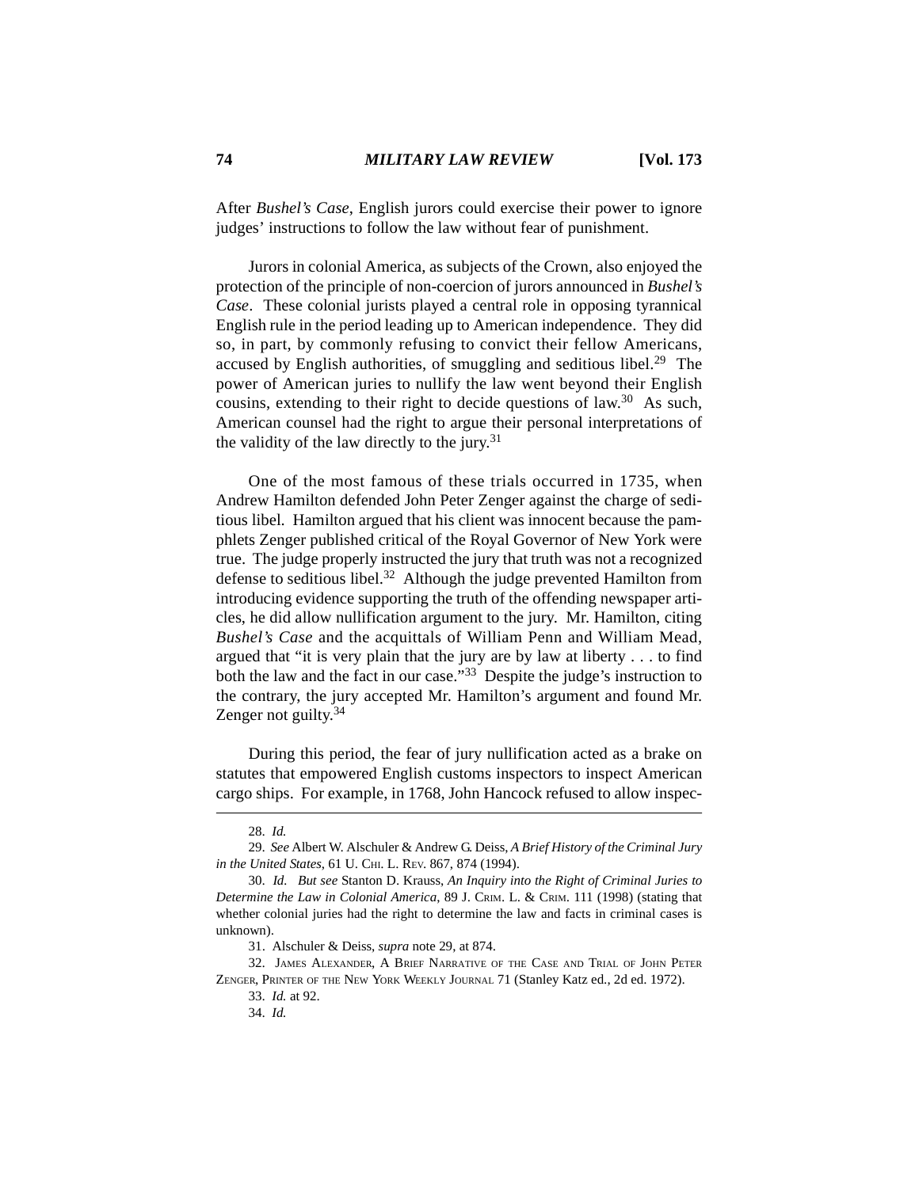After *Bushel's Case*, English jurors could exercise their power to ignore judges' instructions to follow the law without fear of punishment.

Jurors in colonial America, as subjects of the Crown, also enjoyed the protection of the principle of non-coercion of jurors announced in *Bushel's Case*. These colonial jurists played a central role in opposing tyrannical English rule in the period leading up to American independence. They did so, in part, by commonly refusing to convict their fellow Americans, accused by English authorities, of smuggling and seditious libel.[29] The power of American juries to nullify the law went beyond their English cousins, extending to their right to decide questions of law.[30] As such, American counsel had the right to argue their personal interpretations of the validity of the law directly to the jury.[31]

One of the most famous of these trials occurred in 1735, when Andrew Hamilton defended John Peter Zenger against the charge of seditious libel. Hamilton argued that his client was innocent because the pamphlets Zenger published critical of the Royal Governor of New York were true. The judge properly instructed the jury that truth was not a recognized defense to seditious libel.[32] Although the judge prevented Hamilton from introducing evidence supporting the truth of the offending newspaper articles, he did allow nullification argument to the jury. Mr. Hamilton, citing *Bushel's Case* and the acquittals of William Penn and William Mead, argued that "it is very plain that the jury are by law at liberty . . . to find both the law and the fact in our case."[33] Despite the judge's instruction to the contrary, the jury accepted Mr. Hamilton's argument and found Mr. Zenger not guilty.[34]

During this period, the fear of jury nullification acted as a brake on statutes that empowered English customs inspectors to inspect American cargo ships. For example, in 1768, John Hancock refused to allow inspec-

---

28. *Id.*

29. *See* Albert W. Alschuler & Andrew G. Deiss, *A Brief History of the Criminal Jury in the United States*, 61 U. CHI. L. REV. 867, 874 (1994).

30. *Id. But see* Stanton D. Krauss, *An Inquiry into the Right of Criminal Juries to Determine the Law in Colonial America*, 89 J. CRIM. L. & CRIM. 111 (1998) (stating that whether colonial juries had the right to determine the law and facts in criminal cases is unknown).

31. Alschuler & Deiss, *supra* note 29, at 874.

32. JAMES ALEXANDER, A BRIEF NARRATIVE OF THE CASE AND TRIAL OF JOHN PETER ZENGER, PRINTER OF THE NEW YORK WEEKLY JOURNAL 71 (Stanley Katz ed., 2d ed. 1972).

33. *Id.* at 92.

34. *Id.*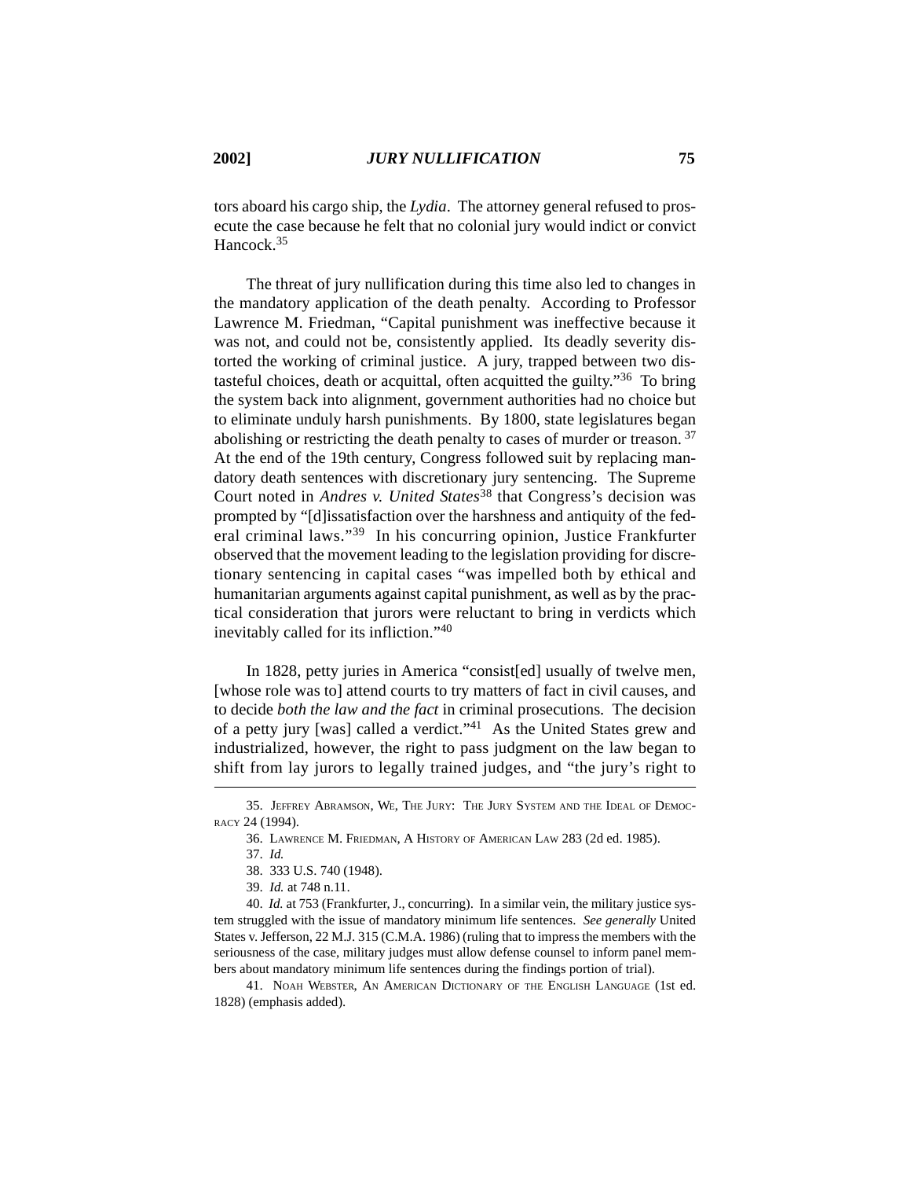tors aboard his cargo ship, the *Lydia*. The attorney general refused to prosecute the case because he felt that no colonial jury would indict or convict Hancock.[35]

The threat of jury nullification during this time also led to changes in the mandatory application of the death penalty. According to Professor Lawrence M. Friedman, "Capital punishment was ineffective because it was not, and could not be, consistently applied. Its deadly severity distorted the working of criminal justice. A jury, trapped between two distasteful choices, death or acquittal, often acquitted the guilty."[36] To bring the system back into alignment, government authorities had no choice but to eliminate unduly harsh punishments. By 1800, state legislatures began abolishing or restricting the death penalty to cases of murder or treason.[37] At the end of the 19th century, Congress followed suit by replacing mandatory death sentences with discretionary jury sentencing. The Supreme Court noted in *Andres v. United States*[38] that Congress's decision was prompted by "[d]issatisfaction over the harshness and antiquity of the federal criminal laws."[39] In his concurring opinion, Justice Frankfurter observed that the movement leading to the legislation providing for discretionary sentencing in capital cases "was impelled both by ethical and humanitarian arguments against capital punishment, as well as by the practical consideration that jurors were reluctant to bring in verdicts which inevitably called for its infliction."[40]

In 1828, petty juries in America "consist[ed] usually of twelve men, [whose role was to] attend courts to try matters of fact in civil causes, and to decide *both the law and the fact* in criminal prosecutions. The decision of a petty jury [was] called a verdict."[41] As the United States grew and industrialized, however, the right to pass judgment on the law began to shift from lay jurors to legally trained judges, and "the jury's right to

---

35. Jeffrey Abramson, We, The Jury: The Jury System and the Ideal of Democracy 24 (1994).

36. Lawrence M. Friedman, A History of American Law 283 (2d ed. 1985).

37. *Id.*

38. 333 U.S. 740 (1948).

39. *Id.* at 748 n.11.

40. *Id.* at 753 (Frankfurter, J., concurring). In a similar vein, the military justice system struggled with the issue of mandatory minimum life sentences. *See generally* United States v. Jefferson, 22 M.J. 315 (C.M.A. 1986) (ruling that to impress the members with the seriousness of the case, military judges must allow defense counsel to inform panel members about mandatory minimum life sentences during the findings portion of trial).

41. Noah Webster, An American Dictionary of the English Language (1st ed. 1828) (emphasis added).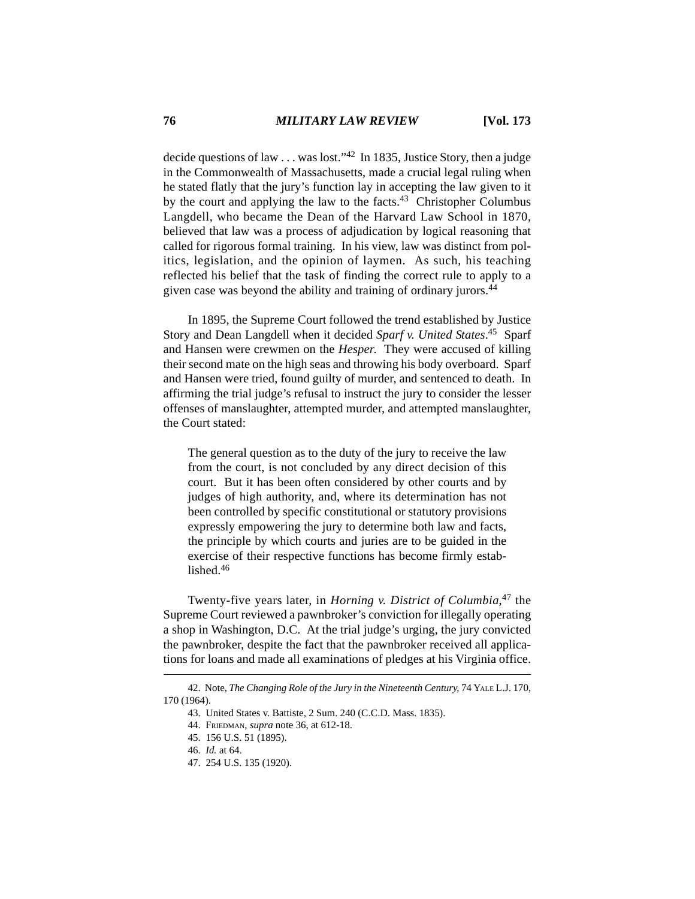decide questions of law . . . was lost."[42] In 1835, Justice Story, then a judge in the Commonwealth of Massachusetts, made a crucial legal ruling when he stated flatly that the jury's function lay in accepting the law given to it by the court and applying the law to the facts.[43] Christopher Columbus Langdell, who became the Dean of the Harvard Law School in 1870, believed that law was a process of adjudication by logical reasoning that called for rigorous formal training. In his view, law was distinct from politics, legislation, and the opinion of laymen. As such, his teaching reflected his belief that the task of finding the correct rule to apply to a given case was beyond the ability and training of ordinary jurors.[44]

In 1895, the Supreme Court followed the trend established by Justice Story and Dean Langdell when it decided *Sparf v. United States*.[45] Sparf and Hansen were crewmen on the *Hesper.* They were accused of killing their second mate on the high seas and throwing his body overboard. Sparf and Hansen were tried, found guilty of murder, and sentenced to death. In affirming the trial judge's refusal to instruct the jury to consider the lesser offenses of manslaughter, attempted murder, and attempted manslaughter, the Court stated:

> The general question as to the duty of the jury to receive the law from the court, is not concluded by any direct decision of this court. But it has been often considered by other courts and by judges of high authority, and, where its determination has not been controlled by specific constitutional or statutory provisions expressly empowering the jury to determine both law and facts, the principle by which courts and juries are to be guided in the exercise of their respective functions has become firmly established.[46]

Twenty-five years later, in *Horning v. District of Columbia*,[47] the Supreme Court reviewed a pawnbroker's conviction for illegally operating a shop in Washington, D.C. At the trial judge's urging, the jury convicted the pawnbroker, despite the fact that the pawnbroker received all applications for loans and made all examinations of pledges at his Virginia office.

---

42. Note, *The Changing Role of the Jury in the Nineteenth Century*, 74 YALE L.J. 170, 170 (1964).

43. United States v. Battiste, 2 Sum. 240 (C.C.D. Mass. 1835).

44. FRIEDMAN, *supra* note 36, at 612-18.

45. 156 U.S. 51 (1895).

46. *Id.* at 64.

47. 254 U.S. 135 (1920).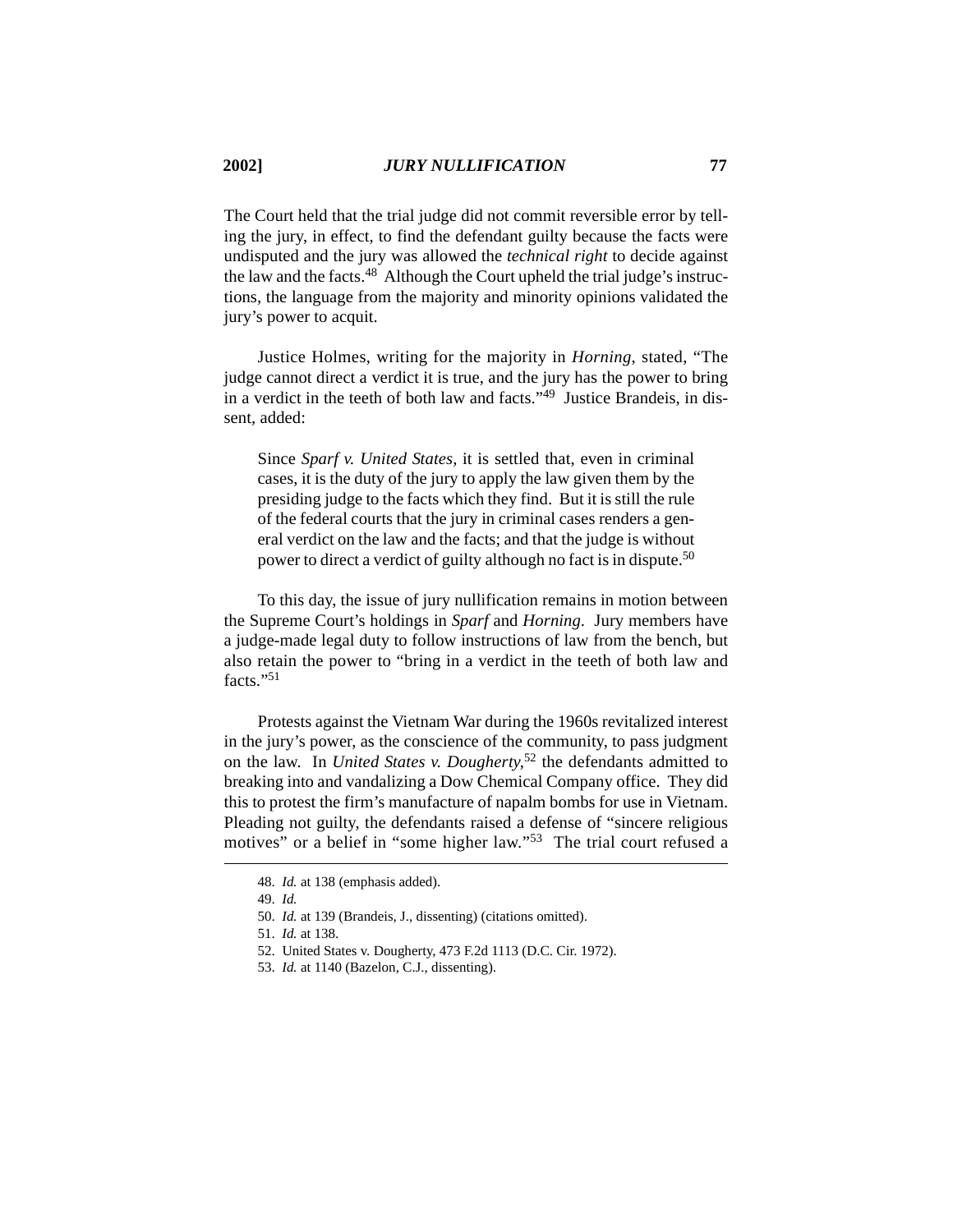The Court held that the trial judge did not commit reversible error by telling the jury, in effect, to find the defendant guilty because the facts were undisputed and the jury was allowed the *technical right* to decide against the law and the facts.[48] Although the Court upheld the trial judge's instructions, the language from the majority and minority opinions validated the jury's power to acquit.

Justice Holmes, writing for the majority in *Horning*, stated, "The judge cannot direct a verdict it is true, and the jury has the power to bring in a verdict in the teeth of both law and facts."[49] Justice Brandeis, in dissent, added:

> Since *Sparf v. United States,* it is settled that, even in criminal cases, it is the duty of the jury to apply the law given them by the presiding judge to the facts which they find. But it is still the rule of the federal courts that the jury in criminal cases renders a general verdict on the law and the facts; and that the judge is without power to direct a verdict of guilty although no fact is in dispute.[50]

To this day, the issue of jury nullification remains in motion between the Supreme Court's holdings in *Sparf* and *Horning*. Jury members have a judge-made legal duty to follow instructions of law from the bench, but also retain the power to "bring in a verdict in the teeth of both law and facts."[51]

Protests against the Vietnam War during the 1960s revitalized interest in the jury's power, as the conscience of the community, to pass judgment on the law. In *United States v. Dougherty*,[52] the defendants admitted to breaking into and vandalizing a Dow Chemical Company office. They did this to protest the firm's manufacture of napalm bombs for use in Vietnam. Pleading not guilty, the defendants raised a defense of "sincere religious motives" or a belief in "some higher law."[53] The trial court refused a

---

48. *Id.* at 138 (emphasis added).

49. *Id.*

50. *Id.* at 139 (Brandeis, J., dissenting) (citations omitted).

51. *Id.* at 138.

52. United States v. Dougherty, 473 F.2d 1113 (D.C. Cir. 1972).

53. *Id.* at 1140 (Bazelon, C.J., dissenting).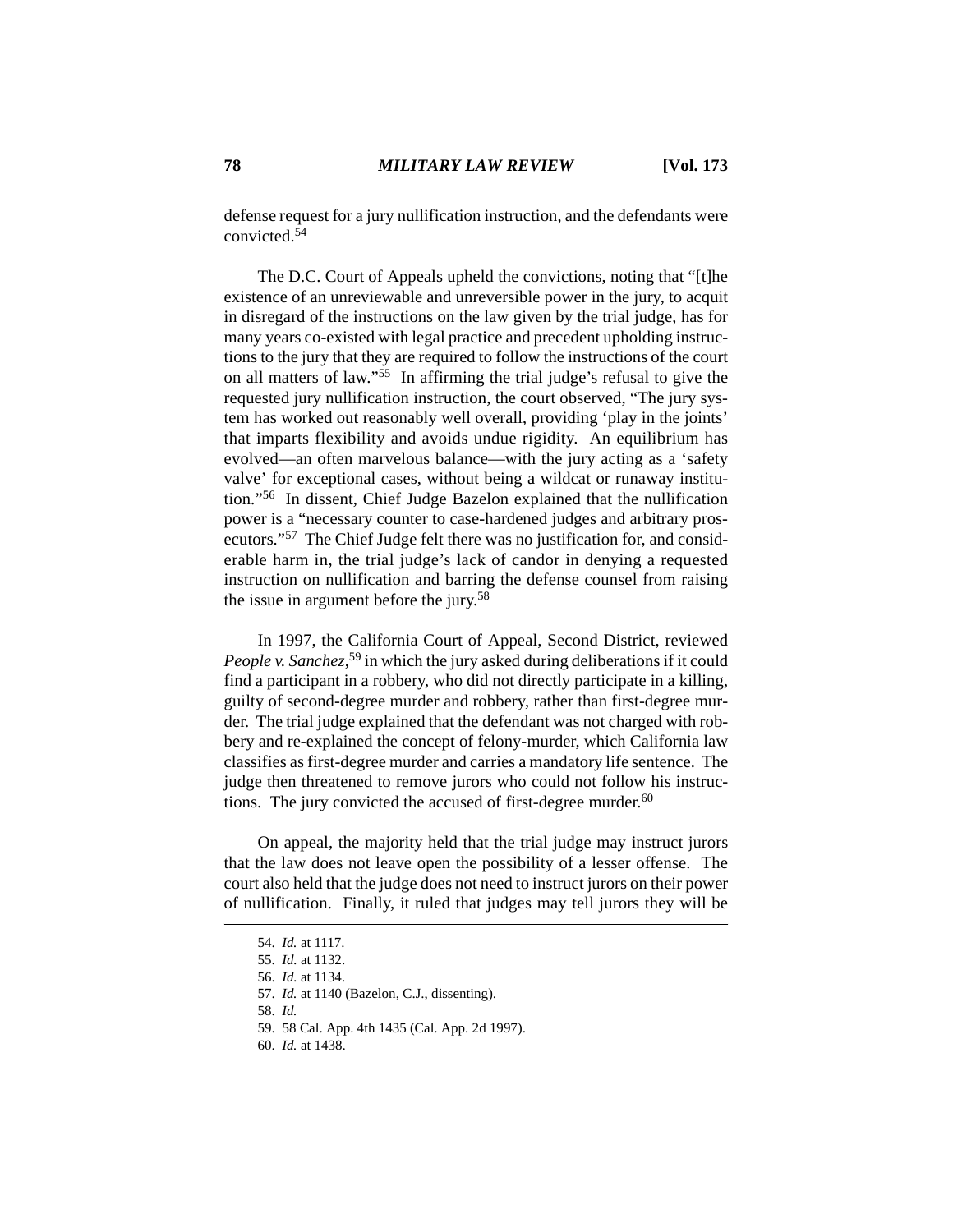defense request for a jury nullification instruction, and the defendants were convicted.[54]

The D.C. Court of Appeals upheld the convictions, noting that "[t]he existence of an unreviewable and unreversible power in the jury, to acquit in disregard of the instructions on the law given by the trial judge, has for many years co-existed with legal practice and precedent upholding instructions to the jury that they are required to follow the instructions of the court on all matters of law."[55] In affirming the trial judge's refusal to give the requested jury nullification instruction, the court observed, "The jury system has worked out reasonably well overall, providing 'play in the joints' that imparts flexibility and avoids undue rigidity. An equilibrium has evolved—an often marvelous balance—with the jury acting as a 'safety valve' for exceptional cases, without being a wildcat or runaway institution."[56] In dissent, Chief Judge Bazelon explained that the nullification power is a "necessary counter to case-hardened judges and arbitrary prosecutors."[57] The Chief Judge felt there was no justification for, and considerable harm in, the trial judge's lack of candor in denying a requested instruction on nullification and barring the defense counsel from raising the issue in argument before the jury.[58]

In 1997, the California Court of Appeal, Second District, reviewed *People v. Sanchez*,[59] in which the jury asked during deliberations if it could find a participant in a robbery, who did not directly participate in a killing, guilty of second-degree murder and robbery, rather than first-degree murder. The trial judge explained that the defendant was not charged with robbery and re-explained the concept of felony-murder, which California law classifies as first-degree murder and carries a mandatory life sentence. The judge then threatened to remove jurors who could not follow his instructions. The jury convicted the accused of first-degree murder.[60]

On appeal, the majority held that the trial judge may instruct jurors that the law does not leave open the possibility of a lesser offense. The court also held that the judge does not need to instruct jurors on their power of nullification. Finally, it ruled that judges may tell jurors they will be

---

54. *Id.* at 1117.
55. *Id.* at 1132.
56. *Id.* at 1134.
57. *Id.* at 1140 (Bazelon, C.J., dissenting).
58. *Id.*
59. 58 Cal. App. 4th 1435 (Cal. App. 2d 1997).
60. *Id.* at 1438.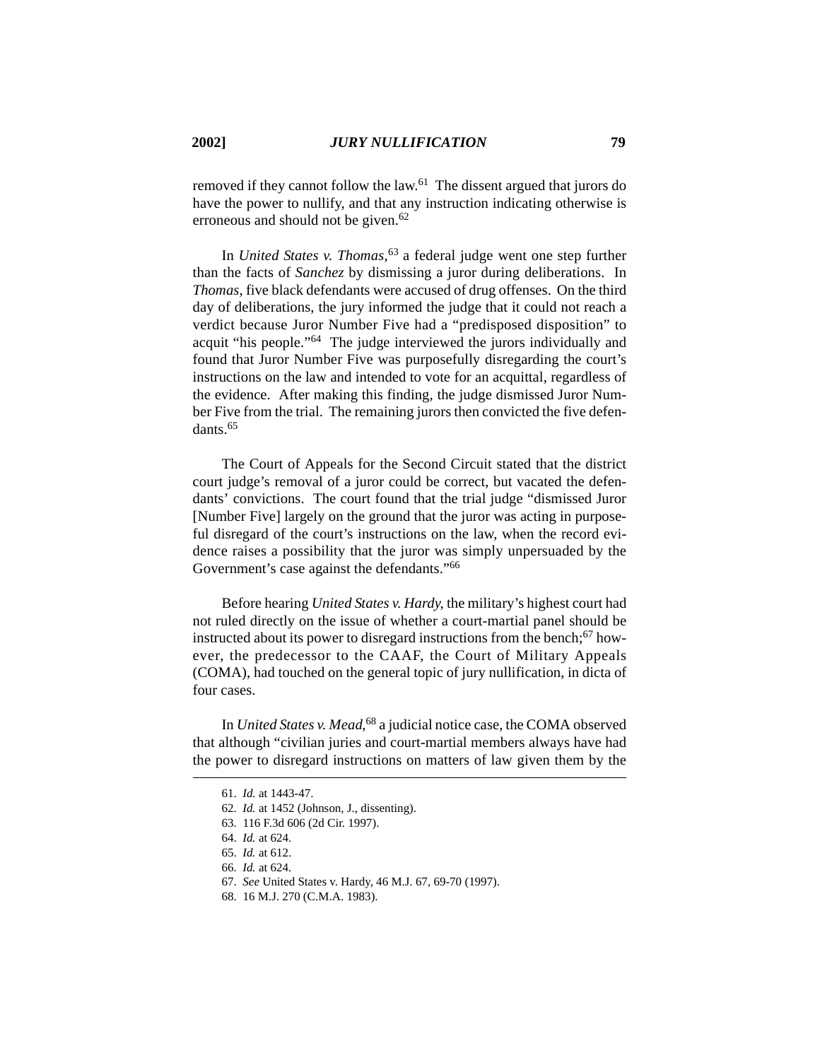removed if they cannot follow the law.[61] The dissent argued that jurors do have the power to nullify, and that any instruction indicating otherwise is erroneous and should not be given.[62]

In *United States v. Thomas*,[63] a federal judge went one step further than the facts of *Sanchez* by dismissing a juror during deliberations. In *Thomas*, five black defendants were accused of drug offenses. On the third day of deliberations, the jury informed the judge that it could not reach a verdict because Juror Number Five had a "predisposed disposition" to acquit "his people."[64] The judge interviewed the jurors individually and found that Juror Number Five was purposefully disregarding the court's instructions on the law and intended to vote for an acquittal, regardless of the evidence. After making this finding, the judge dismissed Juror Number Five from the trial. The remaining jurors then convicted the five defendants.[65]

The Court of Appeals for the Second Circuit stated that the district court judge's removal of a juror could be correct, but vacated the defendants' convictions. The court found that the trial judge "dismissed Juror [Number Five] largely on the ground that the juror was acting in purposeful disregard of the court's instructions on the law, when the record evidence raises a possibility that the juror was simply unpersuaded by the Government's case against the defendants."[66]

Before hearing *United States v. Hardy*, the military's highest court had not ruled directly on the issue of whether a court-martial panel should be instructed about its power to disregard instructions from the bench;[67] however, the predecessor to the CAAF, the Court of Military Appeals (COMA), had touched on the general topic of jury nullification, in dicta of four cases.

In *United States v. Mead*,[68] a judicial notice case, the COMA observed that although "civilian juries and court-martial members always have had the power to disregard instructions on matters of law given them by the

61. *Id.* at 1443-47.
62. *Id.* at 1452 (Johnson, J., dissenting).
63. 116 F.3d 606 (2d Cir. 1997).
64. *Id.* at 624.
65. *Id.* at 612.
66. *Id.* at 624.
67. *See* United States v. Hardy, 46 M.J. 67, 69-70 (1997).
68. 16 M.J. 270 (C.M.A. 1983).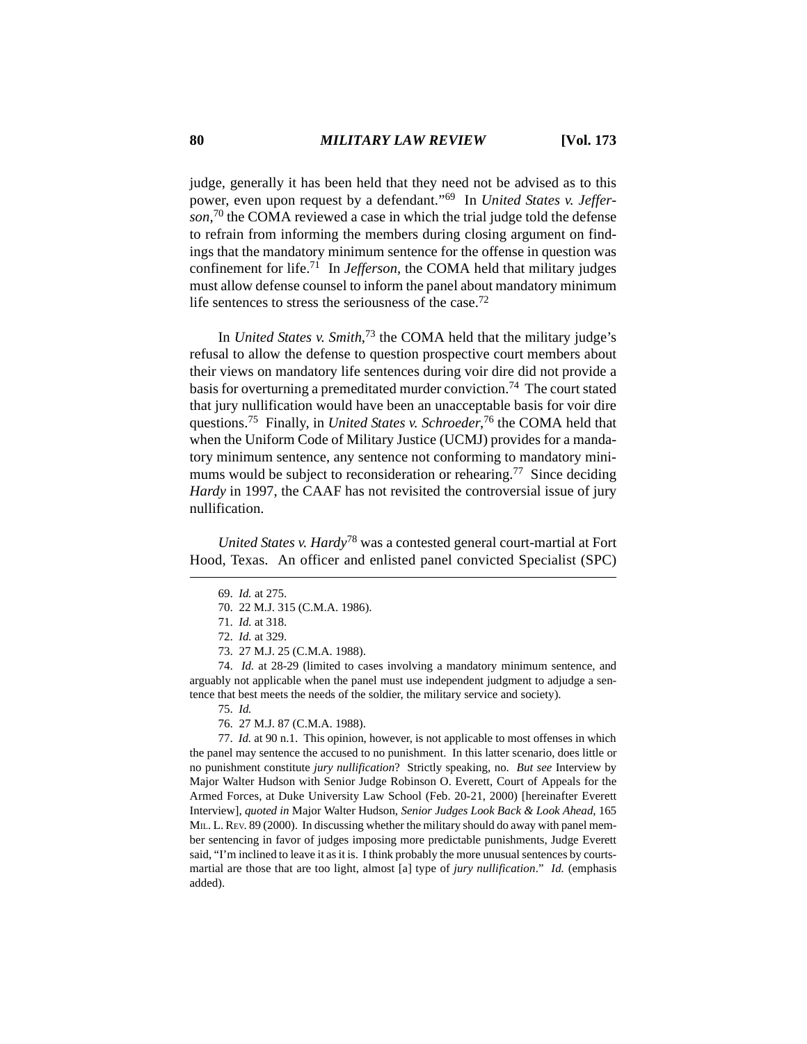judge, generally it has been held that they need not be advised as to this power, even upon request by a defendant."[69] In *United States v. Jefferson*,[70] the COMA reviewed a case in which the trial judge told the defense to refrain from informing the members during closing argument on findings that the mandatory minimum sentence for the offense in question was confinement for life.[71] In *Jefferson*, the COMA held that military judges must allow defense counsel to inform the panel about mandatory minimum life sentences to stress the seriousness of the case.[72]

In *United States v. Smith*,[73] the COMA held that the military judge's refusal to allow the defense to question prospective court members about their views on mandatory life sentences during voir dire did not provide a basis for overturning a premeditated murder conviction.[74] The court stated that jury nullification would have been an unacceptable basis for voir dire questions.[75] Finally, in *United States v. Schroeder*,[76] the COMA held that when the Uniform Code of Military Justice (UCMJ) provides for a mandatory minimum sentence, any sentence not conforming to mandatory minimums would be subject to reconsideration or rehearing.[77] Since deciding *Hardy* in 1997, the CAAF has not revisited the controversial issue of jury nullification.

*United States v. Hardy*[78] was a contested general court-martial at Fort Hood, Texas. An officer and enlisted panel convicted Specialist (SPC)

---

69. *Id.* at 275.

70. 22 M.J. 315 (C.M.A. 1986).

71. *Id.* at 318.

72. *Id.* at 329.

73. 27 M.J. 25 (C.M.A. 1988).

74. *Id.* at 28-29 (limited to cases involving a mandatory minimum sentence, and arguably not applicable when the panel must use independent judgment to adjudge a sentence that best meets the needs of the soldier, the military service and society).

75. *Id.*

76. 27 M.J. 87 (C.M.A. 1988).

77. *Id.* at 90 n.1. This opinion, however, is not applicable to most offenses in which the panel may sentence the accused to no punishment. In this latter scenario, does little or no punishment constitute *jury nullification*? Strictly speaking, no. *But see* Interview by Major Walter Hudson with Senior Judge Robinson O. Everett, Court of Appeals for the Armed Forces, at Duke University Law School (Feb. 20-21, 2000) [hereinafter Everett Interview], *quoted in* Major Walter Hudson, *Senior Judges Look Back & Look Ahead*, 165 MIL. L. REV. 89 (2000). In discussing whether the military should do away with panel member sentencing in favor of judges imposing more predictable punishments, Judge Everett said, "I'm inclined to leave it as it is. I think probably the more unusual sentences by courts-martial are those that are too light, almost [a] type of *jury nullification*." *Id.* (emphasis added).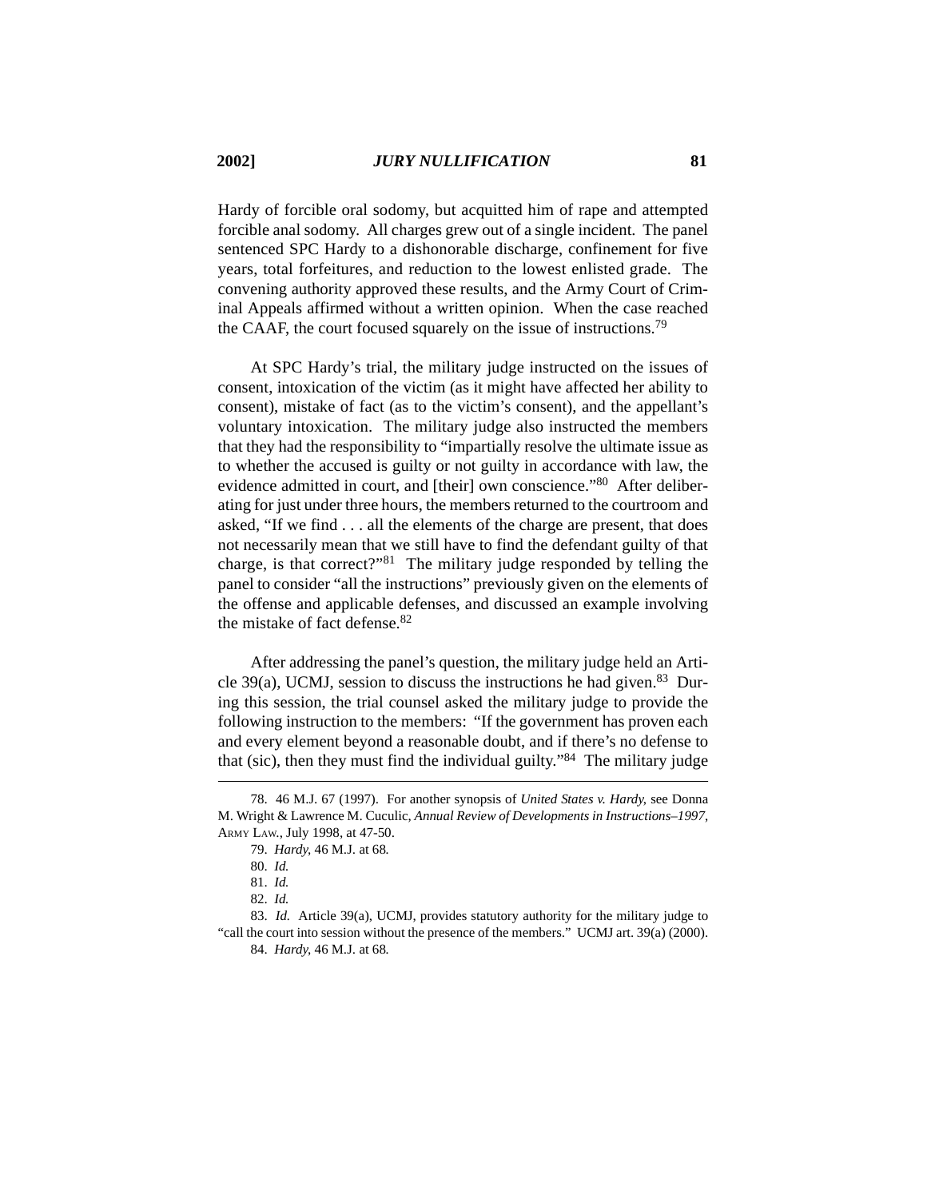Hardy of forcible oral sodomy, but acquitted him of rape and attempted forcible anal sodomy. All charges grew out of a single incident. The panel sentenced SPC Hardy to a dishonorable discharge, confinement for five years, total forfeitures, and reduction to the lowest enlisted grade. The convening authority approved these results, and the Army Court of Criminal Appeals affirmed without a written opinion. When the case reached the CAAF, the court focused squarely on the issue of instructions.[79]

At SPC Hardy's trial, the military judge instructed on the issues of consent, intoxication of the victim (as it might have affected her ability to consent), mistake of fact (as to the victim's consent), and the appellant's voluntary intoxication. The military judge also instructed the members that they had the responsibility to "impartially resolve the ultimate issue as to whether the accused is guilty or not guilty in accordance with law, the evidence admitted in court, and [their] own conscience."[80] After deliberating for just under three hours, the members returned to the courtroom and asked, "If we find . . . all the elements of the charge are present, that does not necessarily mean that we still have to find the defendant guilty of that charge, is that correct?"[81] The military judge responded by telling the panel to consider "all the instructions" previously given on the elements of the offense and applicable defenses, and discussed an example involving the mistake of fact defense.[82]

After addressing the panel's question, the military judge held an Article 39(a), UCMJ, session to discuss the instructions he had given.[83] During this session, the trial counsel asked the military judge to provide the following instruction to the members: "If the government has proven each and every element beyond a reasonable doubt, and if there's no defense to that (sic), then they must find the individual guilty."[84] The military judge

---

78. 46 M.J. 67 (1997). For another synopsis of *United States v. Hardy*, see Donna M. Wright & Lawrence M. Cuculic, *Annual Review of Developments in Instructions–1997*, ARMY LAW., July 1998, at 47-50.

79. *Hardy*, 46 M.J. at 68.

80. *Id.*

81. *Id.*

82. *Id.*

83. *Id.* Article 39(a), UCMJ, provides statutory authority for the military judge to "call the court into session without the presence of the members." UCMJ art. 39(a) (2000).

84. *Hardy*, 46 M.J. at 68.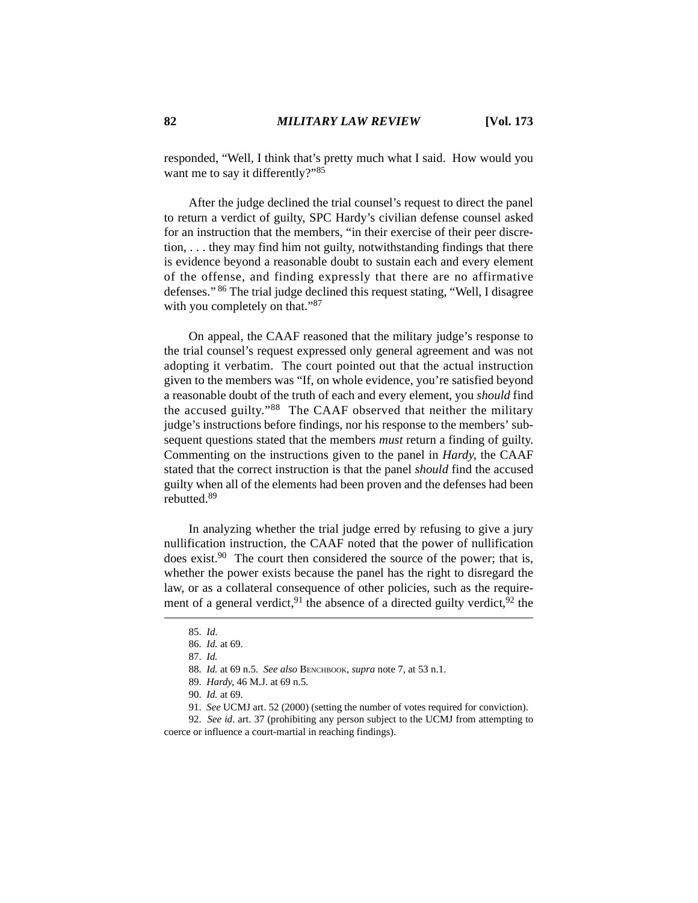responded, "Well, I think that's pretty much what I said. How would you want me to say it differently?"[85]

After the judge declined the trial counsel's request to direct the panel to return a verdict of guilty, SPC Hardy's civilian defense counsel asked for an instruction that the members, "in their exercise of their peer discretion, . . . they may find him not guilty, notwithstanding findings that there is evidence beyond a reasonable doubt to sustain each and every element of the offense, and finding expressly that there are no affirmative defenses." [86] The trial judge declined this request stating, "Well, I disagree with you completely on that."[87]

On appeal, the CAAF reasoned that the military judge's response to the trial counsel's request expressed only general agreement and was not adopting it verbatim. The court pointed out that the actual instruction given to the members was "If, on whole evidence, you're satisfied beyond a reasonable doubt of the truth of each and every element, you *should* find the accused guilty."[88] The CAAF observed that neither the military judge's instructions before findings, nor his response to the members' subsequent questions stated that the members *must* return a finding of guilty. Commenting on the instructions given to the panel in *Hardy*, the CAAF stated that the correct instruction is that the panel *should* find the accused guilty when all of the elements had been proven and the defenses had been rebutted.[89]

In analyzing whether the trial judge erred by refusing to give a jury nullification instruction, the CAAF noted that the power of nullification does exist.[90] The court then considered the source of the power; that is, whether the power exists because the panel has the right to disregard the law, or as a collateral consequence of other policies, such as the requirement of a general verdict,[91] the absence of a directed guilty verdict,[92] the

---

85. *Id.*

86. *Id.* at 69.

87. *Id.*

88. *Id.* at 69 n.5. *See also* BENCHBOOK, *supra* note 7, at 53 n.1.

89. *Hardy*, 46 M.J. at 69 n.5.

90. *Id.* at 69.

91. *See* UCMJ art. 52 (2000) (setting the number of votes required for conviction).

92. *See id*. art. 37 (prohibiting any person subject to the UCMJ from attempting to coerce or influence a court-martial in reaching findings).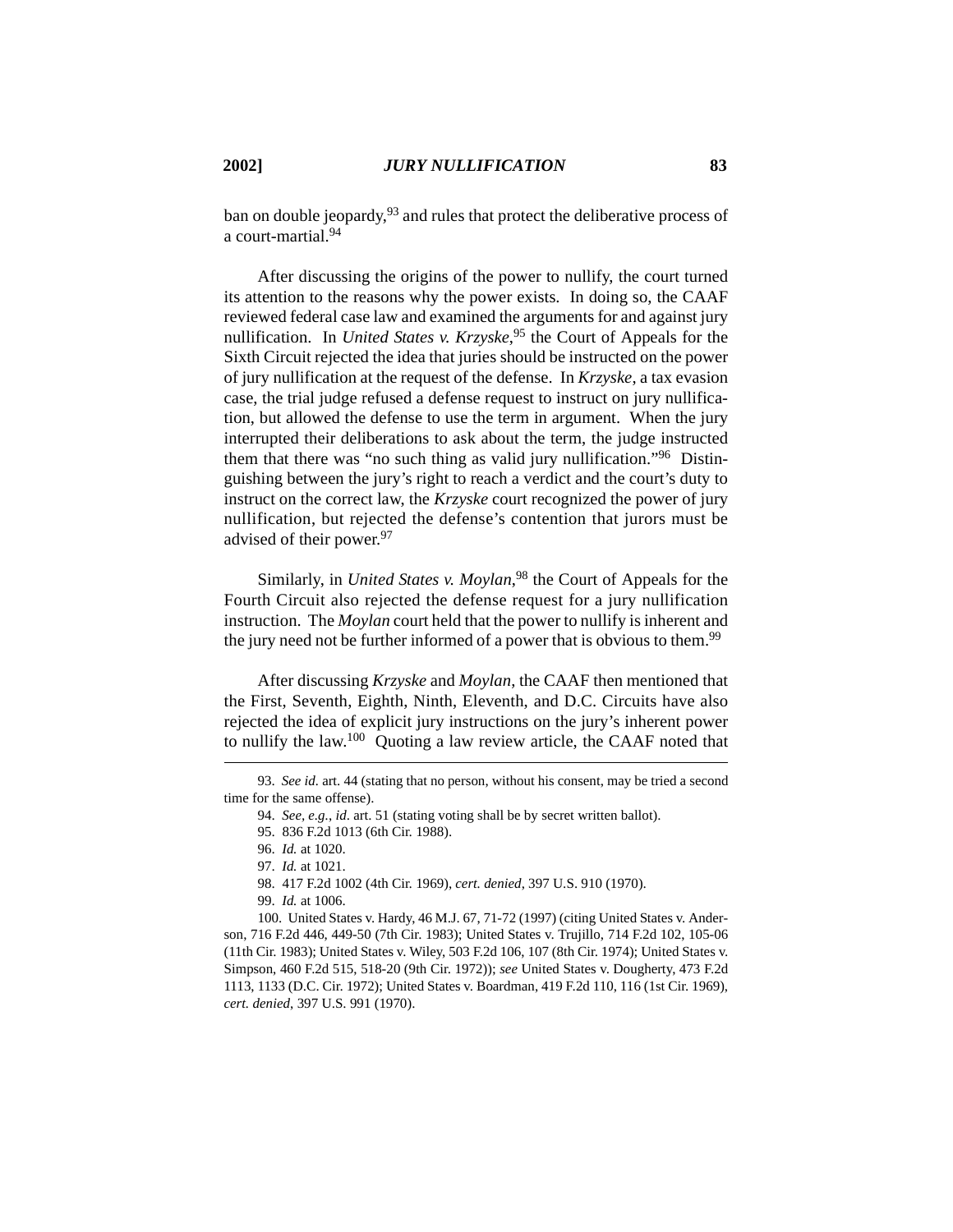ban on double jeopardy,[93] and rules that protect the deliberative process of a court-martial.[94]

After discussing the origins of the power to nullify, the court turned its attention to the reasons why the power exists. In doing so, the CAAF reviewed federal case law and examined the arguments for and against jury nullification. In *United States v. Krzyske*,[95] the Court of Appeals for the Sixth Circuit rejected the idea that juries should be instructed on the power of jury nullification at the request of the defense. In *Krzyske*, a tax evasion case, the trial judge refused a defense request to instruct on jury nullification, but allowed the defense to use the term in argument. When the jury interrupted their deliberations to ask about the term, the judge instructed them that there was "no such thing as valid jury nullification."[96] Distinguishing between the jury's right to reach a verdict and the court's duty to instruct on the correct law, the *Krzyske* court recognized the power of jury nullification, but rejected the defense's contention that jurors must be advised of their power.[97]

Similarly, in *United States v. Moylan*,[98] the Court of Appeals for the Fourth Circuit also rejected the defense request for a jury nullification instruction. The *Moylan* court held that the power to nullify is inherent and the jury need not be further informed of a power that is obvious to them.[99]

After discussing *Krzyske* and *Moylan*, the CAAF then mentioned that the First, Seventh, Eighth, Ninth, Eleventh, and D.C. Circuits have also rejected the idea of explicit jury instructions on the jury's inherent power to nullify the law.[100] Quoting a law review article, the CAAF noted that

---

93. *See id.* art. 44 (stating that no person, without his consent, may be tried a second time for the same offense).

94. *See, e.g.*, *id*. art. 51 (stating voting shall be by secret written ballot).

95. 836 F.2d 1013 (6th Cir. 1988).

96. *Id.* at 1020.

97. *Id.* at 1021.

98. 417 F.2d 1002 (4th Cir. 1969), *cert. denied*, 397 U.S. 910 (1970).

99. *Id.* at 1006.

100. United States v. Hardy, 46 M.J. 67, 71-72 (1997) (citing United States v. Anderson, 716 F.2d 446, 449-50 (7th Cir. 1983); United States v. Trujillo, 714 F.2d 102, 105-06 (11th Cir. 1983); United States v. Wiley, 503 F.2d 106, 107 (8th Cir. 1974); United States v. Simpson, 460 F.2d 515, 518-20 (9th Cir. 1972)); *see* United States v. Dougherty, 473 F.2d 1113, 1133 (D.C. Cir. 1972); United States v. Boardman, 419 F.2d 110, 116 (1st Cir. 1969), *cert. denied*, 397 U.S. 991 (1970).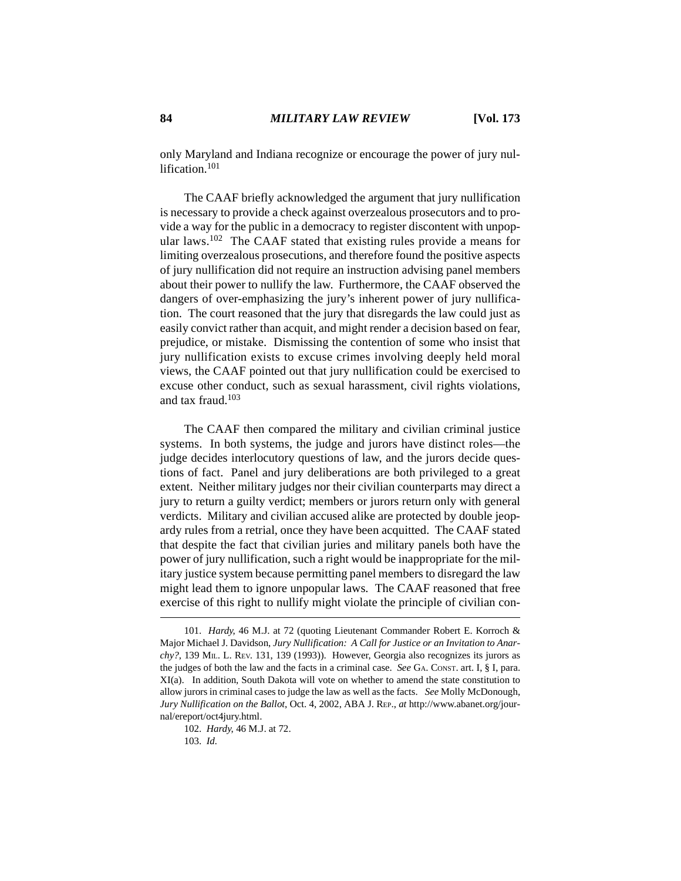only Maryland and Indiana recognize or encourage the power of jury nullification.[101]

The CAAF briefly acknowledged the argument that jury nullification is necessary to provide a check against overzealous prosecutors and to provide a way for the public in a democracy to register discontent with unpopular laws.[102] The CAAF stated that existing rules provide a means for limiting overzealous prosecutions, and therefore found the positive aspects of jury nullification did not require an instruction advising panel members about their power to nullify the law. Furthermore, the CAAF observed the dangers of over-emphasizing the jury's inherent power of jury nullification. The court reasoned that the jury that disregards the law could just as easily convict rather than acquit, and might render a decision based on fear, prejudice, or mistake. Dismissing the contention of some who insist that jury nullification exists to excuse crimes involving deeply held moral views, the CAAF pointed out that jury nullification could be exercised to excuse other conduct, such as sexual harassment, civil rights violations, and tax fraud.[103]

The CAAF then compared the military and civilian criminal justice systems. In both systems, the judge and jurors have distinct roles—the judge decides interlocutory questions of law, and the jurors decide questions of fact. Panel and jury deliberations are both privileged to a great extent. Neither military judges nor their civilian counterparts may direct a jury to return a guilty verdict; members or jurors return only with general verdicts. Military and civilian accused alike are protected by double jeopardy rules from a retrial, once they have been acquitted. The CAAF stated that despite the fact that civilian juries and military panels both have the power of jury nullification, such a right would be inappropriate for the military justice system because permitting panel members to disregard the law might lead them to ignore unpopular laws. The CAAF reasoned that free exercise of this right to nullify might violate the principle of civilian con-

---

101. *Hardy*, 46 M.J. at 72 (quoting Lieutenant Commander Robert E. Korroch & Major Michael J. Davidson, *Jury Nullification: A Call for Justice or an Invitation to Anarchy?*, 139 MIL. L. REV. 131, 139 (1993)). However, Georgia also recognizes its jurors as the judges of both the law and the facts in a criminal case. *See* GA. CONST. art. I, § I, para. XI(a). In addition, South Dakota will vote on whether to amend the state constitution to allow jurors in criminal cases to judge the law as well as the facts. *See* Molly McDonough, *Jury Nullification on the Ballot*, Oct. 4, 2002, ABA J. REP., *at* http://www.abanet.org/journal/ereport/oct4jury.html.

102. *Hardy*, 46 M.J. at 72.

103. *Id.*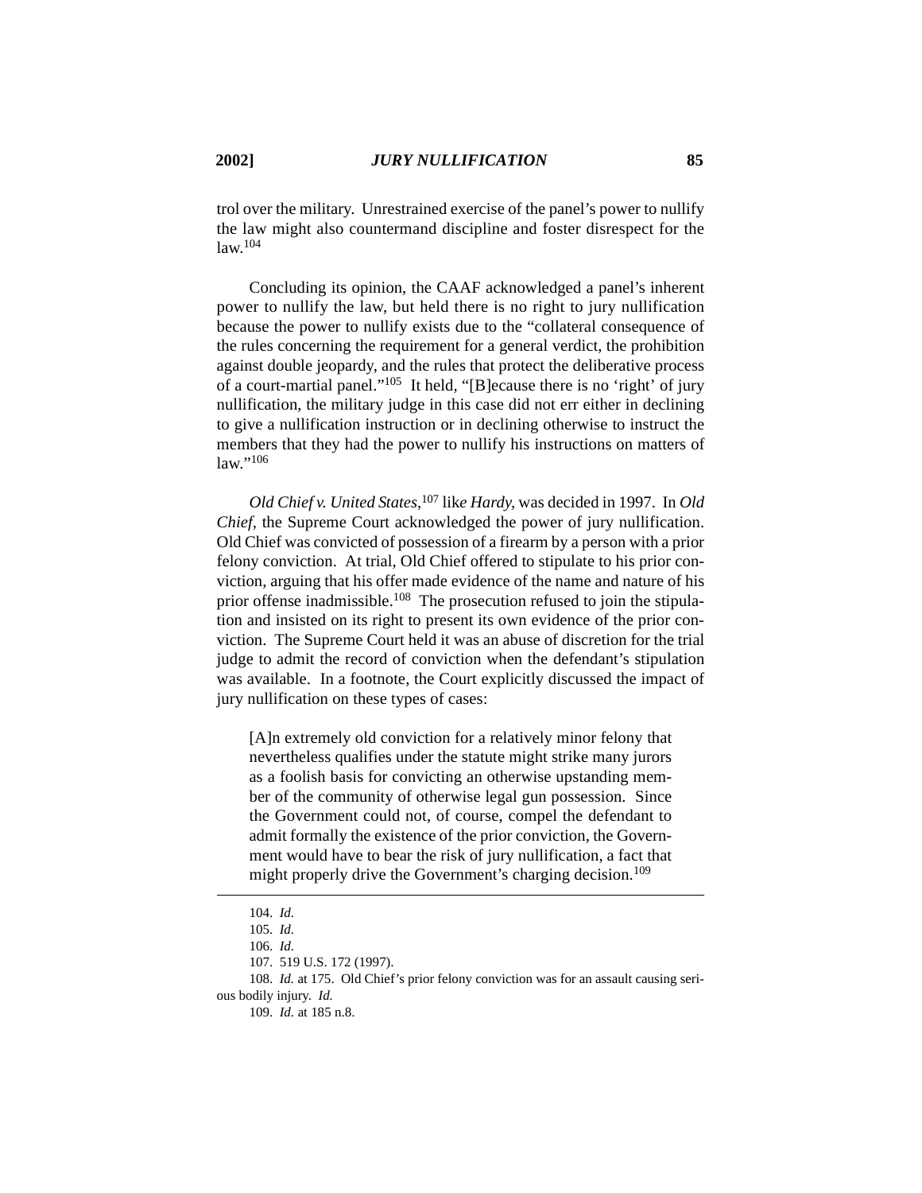trol over the military. Unrestrained exercise of the panel's power to nullify the law might also countermand discipline and foster disrespect for the law.[104]

Concluding its opinion, the CAAF acknowledged a panel's inherent power to nullify the law, but held there is no right to jury nullification because the power to nullify exists due to the "collateral consequence of the rules concerning the requirement for a general verdict, the prohibition against double jeopardy, and the rules that protect the deliberative process of a court-martial panel."[105] It held, "[B]ecause there is no 'right' of jury nullification, the military judge in this case did not err either in declining to give a nullification instruction or in declining otherwise to instruct the members that they had the power to nullify his instructions on matters of law."[106]

*Old Chief v. United States*,[107] like *Hardy,* was decided in 1997. In *Old Chief*, the Supreme Court acknowledged the power of jury nullification. Old Chief was convicted of possession of a firearm by a person with a prior felony conviction. At trial, Old Chief offered to stipulate to his prior conviction, arguing that his offer made evidence of the name and nature of his prior offense inadmissible.[108] The prosecution refused to join the stipulation and insisted on its right to present its own evidence of the prior conviction. The Supreme Court held it was an abuse of discretion for the trial judge to admit the record of conviction when the defendant's stipulation was available. In a footnote, the Court explicitly discussed the impact of jury nullification on these types of cases:

> [A]n extremely old conviction for a relatively minor felony that nevertheless qualifies under the statute might strike many jurors as a foolish basis for convicting an otherwise upstanding member of the community of otherwise legal gun possession. Since the Government could not, of course, compel the defendant to admit formally the existence of the prior conviction, the Government would have to bear the risk of jury nullification, a fact that might properly drive the Government's charging decision.[109]

---

104. *Id.*

105. *Id.*

106. *Id.*

107. 519 U.S. 172 (1997).

108. *Id.* at 175. Old Chief's prior felony conviction was for an assault causing serious bodily injury. *Id.*

109. *Id.* at 185 n.8.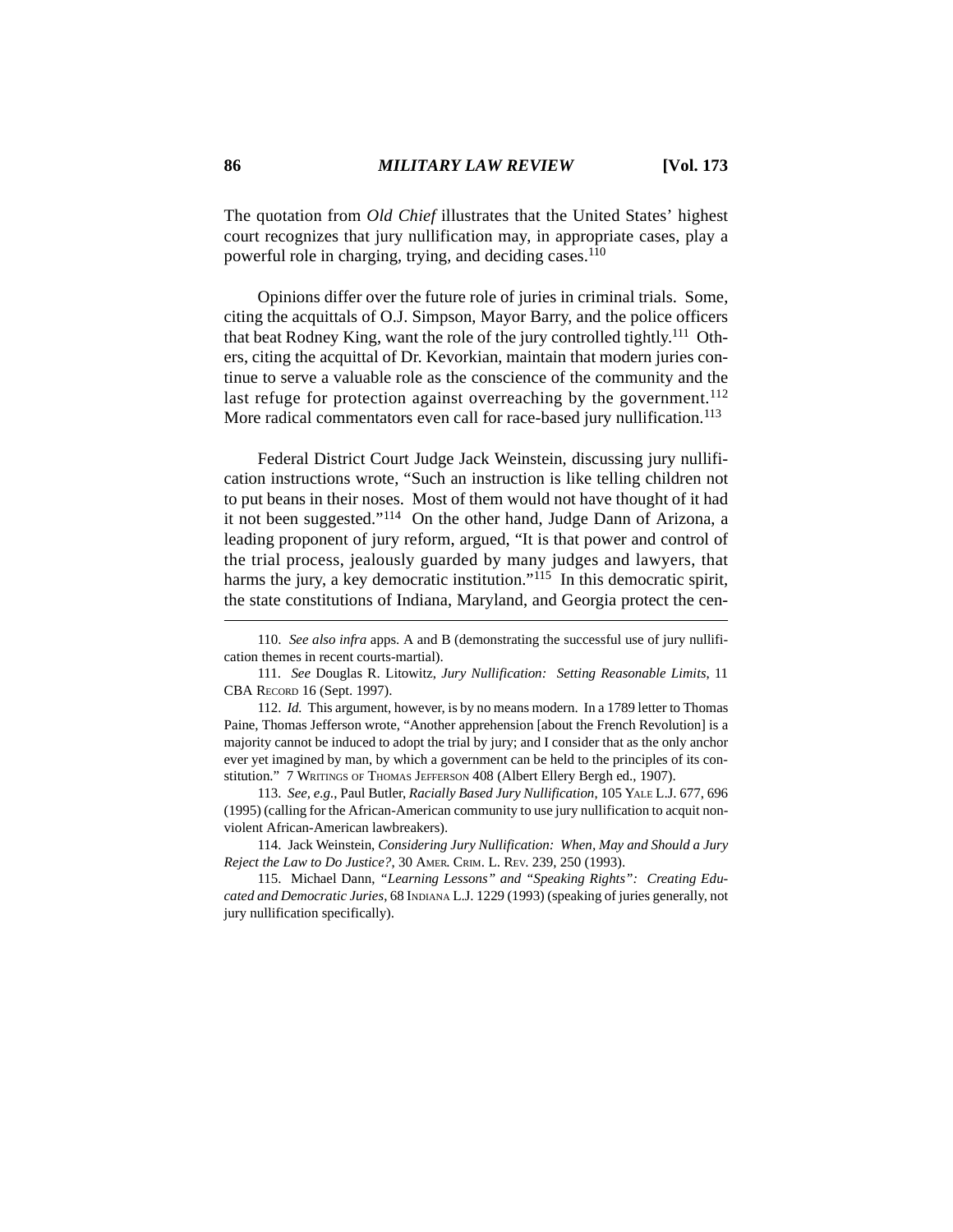The quotation from *Old Chief* illustrates that the United States' highest court recognizes that jury nullification may, in appropriate cases, play a powerful role in charging, trying, and deciding cases.[110]

Opinions differ over the future role of juries in criminal trials. Some, citing the acquittals of O.J. Simpson, Mayor Barry, and the police officers that beat Rodney King, want the role of the jury controlled tightly.[111] Others, citing the acquittal of Dr. Kevorkian, maintain that modern juries continue to serve a valuable role as the conscience of the community and the last refuge for protection against overreaching by the government.[112] More radical commentators even call for race-based jury nullification.[113]

Federal District Court Judge Jack Weinstein, discussing jury nullification instructions wrote, "Such an instruction is like telling children not to put beans in their noses. Most of them would not have thought of it had it not been suggested."[114] On the other hand, Judge Dann of Arizona, a leading proponent of jury reform, argued, "It is that power and control of the trial process, jealously guarded by many judges and lawyers, that harms the jury, a key democratic institution."[115] In this democratic spirit, the state constitutions of Indiana, Maryland, and Georgia protect the cen-

---

110. *See also infra* apps. A and B (demonstrating the successful use of jury nullification themes in recent courts-martial).

111. *See* Douglas R. Litowitz, *Jury Nullification: Setting Reasonable Limits*, 11 CBA RECORD 16 (Sept. 1997).

112. *Id.* This argument, however, is by no means modern. In a 1789 letter to Thomas Paine, Thomas Jefferson wrote, "Another apprehension [about the French Revolution] is a majority cannot be induced to adopt the trial by jury; and I consider that as the only anchor ever yet imagined by man, by which a government can be held to the principles of its constitution." 7 WRITINGS OF THOMAS JEFFERSON 408 (Albert Ellery Bergh ed., 1907).

113. *See, e.g.*, Paul Butler, *Racially Based Jury Nullification*, 105 YALE L.J. 677, 696 (1995) (calling for the African-American community to use jury nullification to acquit nonviolent African-American lawbreakers).

114. Jack Weinstein, *Considering Jury Nullification: When, May and Should a Jury Reject the Law to Do Justice?*, 30 AMER. CRIM. L. REV. 239, 250 (1993).

115. Michael Dann, *"Learning Lessons" and "Speaking Rights": Creating Educated and Democratic Juries*, 68 INDIANA L.J. 1229 (1993) (speaking of juries generally, not jury nullification specifically).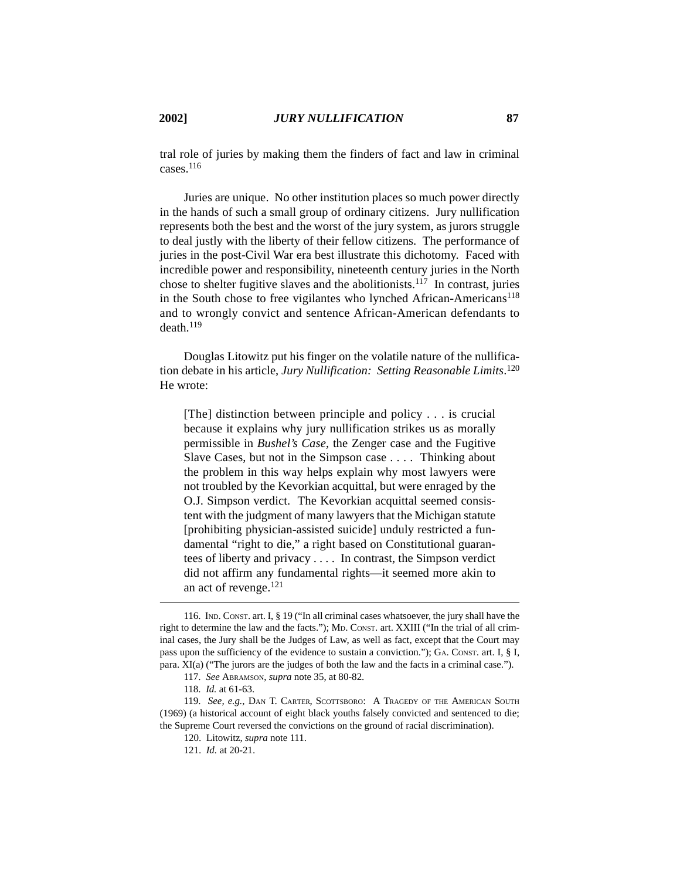tral role of juries by making them the finders of fact and law in criminal cases.[116]

Juries are unique. No other institution places so much power directly in the hands of such a small group of ordinary citizens. Jury nullification represents both the best and the worst of the jury system, as jurors struggle to deal justly with the liberty of their fellow citizens. The performance of juries in the post-Civil War era best illustrate this dichotomy. Faced with incredible power and responsibility, nineteenth century juries in the North chose to shelter fugitive slaves and the abolitionists.[117] In contrast, juries in the South chose to free vigilantes who lynched African-Americans[118] and to wrongly convict and sentence African-American defendants to death.[119]

Douglas Litowitz put his finger on the volatile nature of the nullification debate in his article, *Jury Nullification: Setting Reasonable Limits*.[120] He wrote:

> [The] distinction between principle and policy . . . is crucial because it explains why jury nullification strikes us as morally permissible in *Bushel's Case*, the Zenger case and the Fugitive Slave Cases, but not in the Simpson case . . . . Thinking about the problem in this way helps explain why most lawyers were not troubled by the Kevorkian acquittal, but were enraged by the O.J. Simpson verdict. The Kevorkian acquittal seemed consistent with the judgment of many lawyers that the Michigan statute [prohibiting physician-assisted suicide] unduly restricted a fundamental "right to die," a right based on Constitutional guarantees of liberty and privacy . . . . In contrast, the Simpson verdict did not affirm any fundamental rights—it seemed more akin to an act of revenge.[121]

---

116. IND. CONST. art. I, § 19 ("In all criminal cases whatsoever, the jury shall have the right to determine the law and the facts."); MD. CONST. art. XXIII ("In the trial of all criminal cases, the Jury shall be the Judges of Law, as well as fact, except that the Court may pass upon the sufficiency of the evidence to sustain a conviction."); GA. CONST. art. I, § I, para. XI(a) ("The jurors are the judges of both the law and the facts in a criminal case.").

117. *See* ABRAMSON, *supra* note 35, at 80-82.

118. *Id.* at 61-63.

119. *See, e.g.*, DAN T. CARTER, SCOTTSBORO: A TRAGEDY OF THE AMERICAN SOUTH (1969) (a historical account of eight black youths falsely convicted and sentenced to die; the Supreme Court reversed the convictions on the ground of racial discrimination).

120. Litowitz, *supra* note 111.

121. *Id.* at 20-21.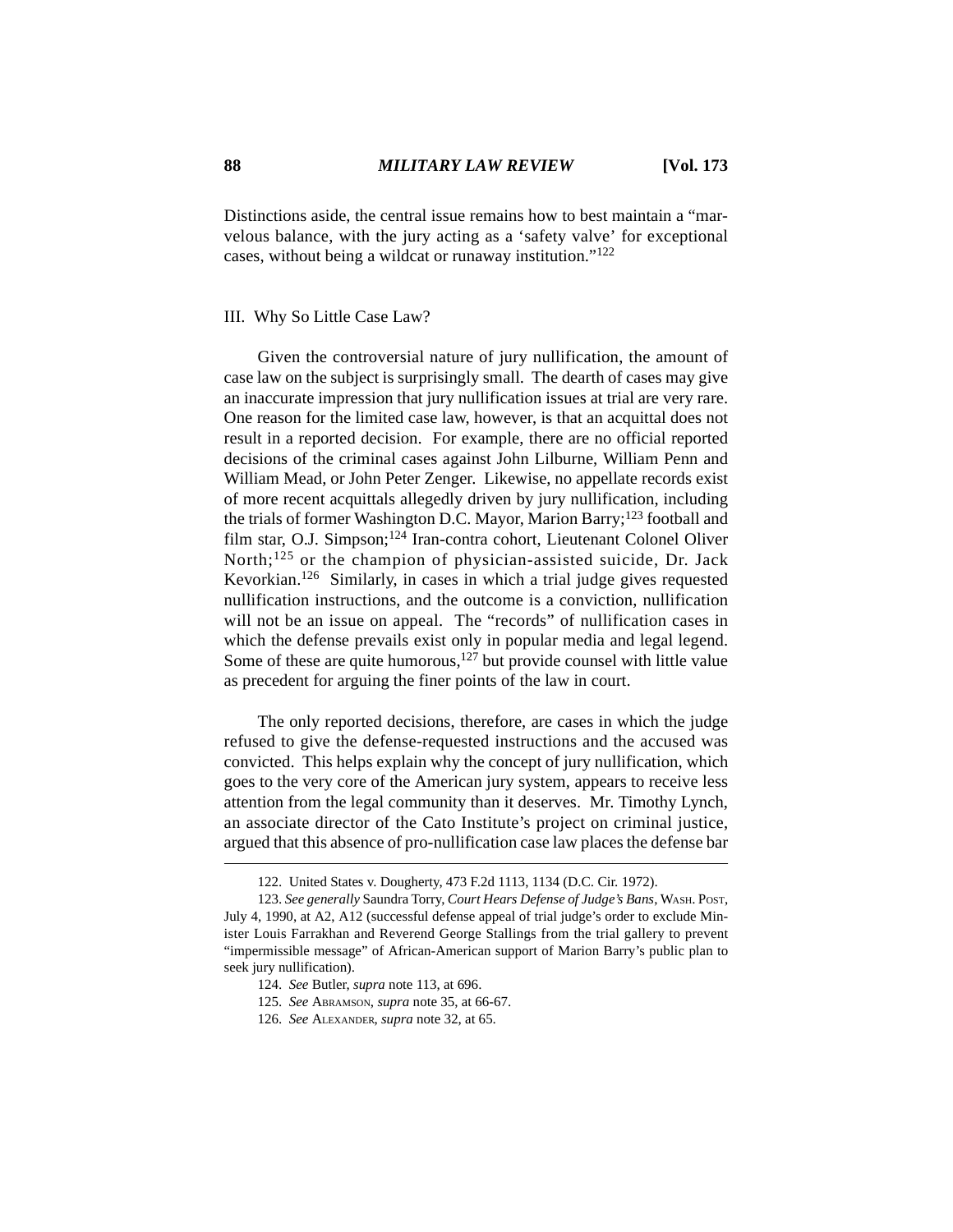Distinctions aside, the central issue remains how to best maintain a "marvelous balance, with the jury acting as a 'safety valve' for exceptional cases, without being a wildcat or runaway institution."[122]

## III. Why So Little Case Law?

Given the controversial nature of jury nullification, the amount of case law on the subject is surprisingly small. The dearth of cases may give an inaccurate impression that jury nullification issues at trial are very rare. One reason for the limited case law, however, is that an acquittal does not result in a reported decision. For example, there are no official reported decisions of the criminal cases against John Lilburne, William Penn and William Mead, or John Peter Zenger. Likewise, no appellate records exist of more recent acquittals allegedly driven by jury nullification, including the trials of former Washington D.C. Mayor, Marion Barry;[123] football and film star, O.J. Simpson;[124] Iran-contra cohort, Lieutenant Colonel Oliver North;[125] or the champion of physician-assisted suicide, Dr. Jack Kevorkian.[126] Similarly, in cases in which a trial judge gives requested nullification instructions, and the outcome is a conviction, nullification will not be an issue on appeal. The "records" of nullification cases in which the defense prevails exist only in popular media and legal legend. Some of these are quite humorous,[127] but provide counsel with little value as precedent for arguing the finer points of the law in court.

The only reported decisions, therefore, are cases in which the judge refused to give the defense-requested instructions and the accused was convicted. This helps explain why the concept of jury nullification, which goes to the very core of the American jury system, appears to receive less attention from the legal community than it deserves. Mr. Timothy Lynch, an associate director of the Cato Institute's project on criminal justice, argued that this absence of pro-nullification case law places the defense bar

---

122. United States v. Dougherty, 473 F.2d 1113, 1134 (D.C. Cir. 1972).

123. *See generally* Saundra Torry, *Court Hears Defense of Judge's Bans*, WASH. POST, July 4, 1990, at A2, A12 (successful defense appeal of trial judge's order to exclude Minister Louis Farrakhan and Reverend George Stallings from the trial gallery to prevent "impermissible message" of African-American support of Marion Barry's public plan to seek jury nullification).

124. *See* Butler, *supra* note 113, at 696.

125. *See* ABRAMSON, *supra* note 35, at 66-67.

126. *See* ALEXANDER, *supra* note 32, at 65.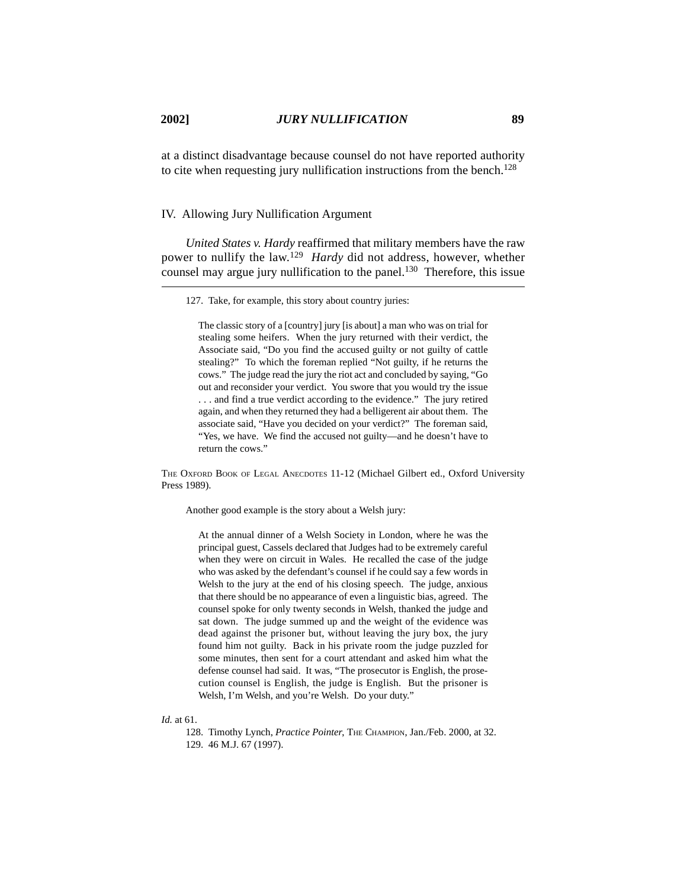at a distinct disadvantage because counsel do not have reported authority to cite when requesting jury nullification instructions from the bench.[128]

## IV. Allowing Jury Nullification Argument

*United States v. Hardy* reaffirmed that military members have the raw power to nullify the law.[129] *Hardy* did not address, however, whether counsel may argue jury nullification to the panel.[130] Therefore, this issue

---

127. Take, for example, this story about country juries:

> The classic story of a [country] jury [is about] a man who was on trial for stealing some heifers. When the jury returned with their verdict, the Associate said, "Do you find the accused guilty or not guilty of cattle stealing?" To which the foreman replied "Not guilty, if he returns the cows." The judge read the jury the riot act and concluded by saying, "Go out and reconsider your verdict. You swore that you would try the issue . . . and find a true verdict according to the evidence." The jury retired again, and when they returned they had a belligerent air about them. The associate said, "Have you decided on your verdict?" The foreman said, "Yes, we have. We find the accused not guilty—and he doesn't have to return the cows."

THE OXFORD BOOK OF LEGAL ANECDOTES 11-12 (Michael Gilbert ed., Oxford University Press 1989).

Another good example is the story about a Welsh jury:

> At the annual dinner of a Welsh Society in London, where he was the principal guest, Cassels declared that Judges had to be extremely careful when they were on circuit in Wales. He recalled the case of the judge who was asked by the defendant's counsel if he could say a few words in Welsh to the jury at the end of his closing speech. The judge, anxious that there should be no appearance of even a linguistic bias, agreed. The counsel spoke for only twenty seconds in Welsh, thanked the judge and sat down. The judge summed up and the weight of the evidence was dead against the prisoner but, without leaving the jury box, the jury found him not guilty. Back in his private room the judge puzzled for some minutes, then sent for a court attendant and asked him what the defense counsel had said. It was, "The prosecutor is English, the prosecution counsel is English, the judge is English. But the prisoner is Welsh, I'm Welsh, and you're Welsh. Do your duty."

*Id.* at 61.

128. Timothy Lynch, *Practice Pointer*, THE CHAMPION, Jan./Feb. 2000, at 32.

129. 46 M.J. 67 (1997).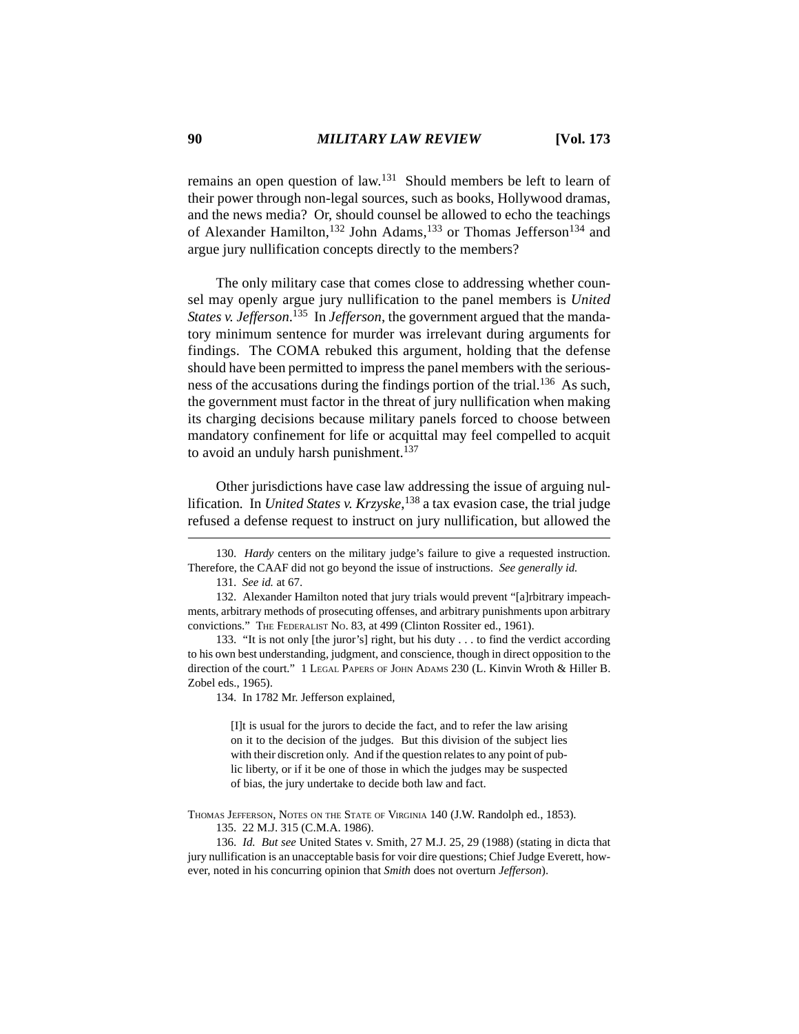remains an open question of law.[131] Should members be left to learn of their power through non-legal sources, such as books, Hollywood dramas, and the news media? Or, should counsel be allowed to echo the teachings of Alexander Hamilton,[132] John Adams,[133] or Thomas Jefferson[134] and argue jury nullification concepts directly to the members?

The only military case that comes close to addressing whether counsel may openly argue jury nullification to the panel members is *United States v. Jefferson*.[135] In *Jefferson*, the government argued that the mandatory minimum sentence for murder was irrelevant during arguments for findings. The COMA rebuked this argument, holding that the defense should have been permitted to impress the panel members with the seriousness of the accusations during the findings portion of the trial.[136] As such, the government must factor in the threat of jury nullification when making its charging decisions because military panels forced to choose between mandatory confinement for life or acquittal may feel compelled to acquit to avoid an unduly harsh punishment.[137]

Other jurisdictions have case law addressing the issue of arguing nullification. In *United States v. Krzyske*,[138] a tax evasion case, the trial judge refused a defense request to instruct on jury nullification, but allowed the

---

130. *Hardy* centers on the military judge's failure to give a requested instruction. Therefore, the CAAF did not go beyond the issue of instructions. *See generally id.*

131. *See id.* at 67.

132. Alexander Hamilton noted that jury trials would prevent "[a]rbitrary impeachments, arbitrary methods of prosecuting offenses, and arbitrary punishments upon arbitrary convictions." THE FEDERALIST NO. 83, at 499 (Clinton Rossiter ed., 1961).

133. "It is not only [the juror's] right, but his duty . . . to find the verdict according to his own best understanding, judgment, and conscience, though in direct opposition to the direction of the court." 1 LEGAL PAPERS OF JOHN ADAMS 230 (L. Kinvin Wroth & Hiller B. Zobel eds., 1965).

134. In 1782 Mr. Jefferson explained,

> [I]t is usual for the jurors to decide the fact, and to refer the law arising on it to the decision of the judges. But this division of the subject lies with their discretion only. And if the question relates to any point of public liberty, or if it be one of those in which the judges may be suspected of bias, the jury undertake to decide both law and fact.

THOMAS JEFFERSON, NOTES ON THE STATE OF VIRGINIA 140 (J.W. Randolph ed., 1853).

135. 22 M.J. 315 (C.M.A. 1986).

136. *Id. But see* United States v. Smith, 27 M.J. 25, 29 (1988) (stating in dicta that jury nullification is an unacceptable basis for voir dire questions; Chief Judge Everett, however, noted in his concurring opinion that *Smith* does not overturn *Jefferson*).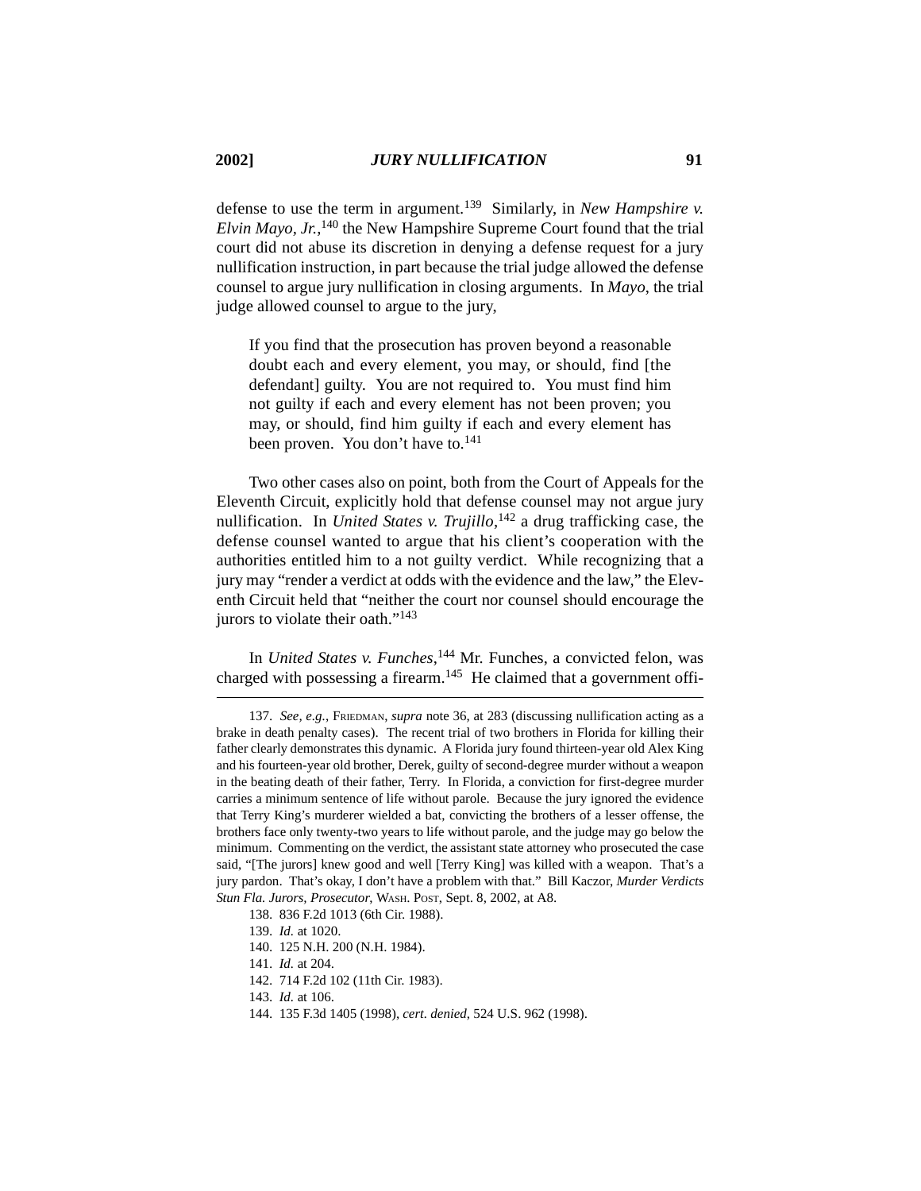defense to use the term in argument.[139] Similarly, in *New Hampshire v. Elvin Mayo, Jr.*,[140] the New Hampshire Supreme Court found that the trial court did not abuse its discretion in denying a defense request for a jury nullification instruction, in part because the trial judge allowed the defense counsel to argue jury nullification in closing arguments. In *Mayo*, the trial judge allowed counsel to argue to the jury,

> If you find that the prosecution has proven beyond a reasonable doubt each and every element, you may, or should, find [the defendant] guilty. You are not required to. You must find him not guilty if each and every element has not been proven; you may, or should, find him guilty if each and every element has been proven. You don't have to.[141]

Two other cases also on point, both from the Court of Appeals for the Eleventh Circuit, explicitly hold that defense counsel may not argue jury nullification. In *United States v. Trujillo*,[142] a drug trafficking case, the defense counsel wanted to argue that his client's cooperation with the authorities entitled him to a not guilty verdict. While recognizing that a jury may "render a verdict at odds with the evidence and the law," the Eleventh Circuit held that "neither the court nor counsel should encourage the jurors to violate their oath."[143]

In *United States v. Funches*,[144] Mr. Funches, a convicted felon, was charged with possessing a firearm.[145] He claimed that a government offi-

---

137. *See, e.g.*, FRIEDMAN, *supra* note 36, at 283 (discussing nullification acting as a brake in death penalty cases). The recent trial of two brothers in Florida for killing their father clearly demonstrates this dynamic. A Florida jury found thirteen-year old Alex King and his fourteen-year old brother, Derek, guilty of second-degree murder without a weapon in the beating death of their father, Terry. In Florida, a conviction for first-degree murder carries a minimum sentence of life without parole. Because the jury ignored the evidence that Terry King's murderer wielded a bat, convicting the brothers of a lesser offense, the brothers face only twenty-two years to life without parole, and the judge may go below the minimum. Commenting on the verdict, the assistant state attorney who prosecuted the case said, "[The jurors] knew good and well [Terry King] was killed with a weapon. That's a jury pardon. That's okay, I don't have a problem with that." Bill Kaczor, *Murder Verdicts Stun Fla. Jurors, Prosecutor*, WASH. POST, Sept. 8, 2002, at A8.

138. 836 F.2d 1013 (6th Cir. 1988).

139. *Id.* at 1020.

140. 125 N.H. 200 (N.H. 1984).

141. *Id.* at 204.

142. 714 F.2d 102 (11th Cir. 1983).

143. *Id.* at 106.

144. 135 F.3d 1405 (1998), *cert. denied*, 524 U.S. 962 (1998).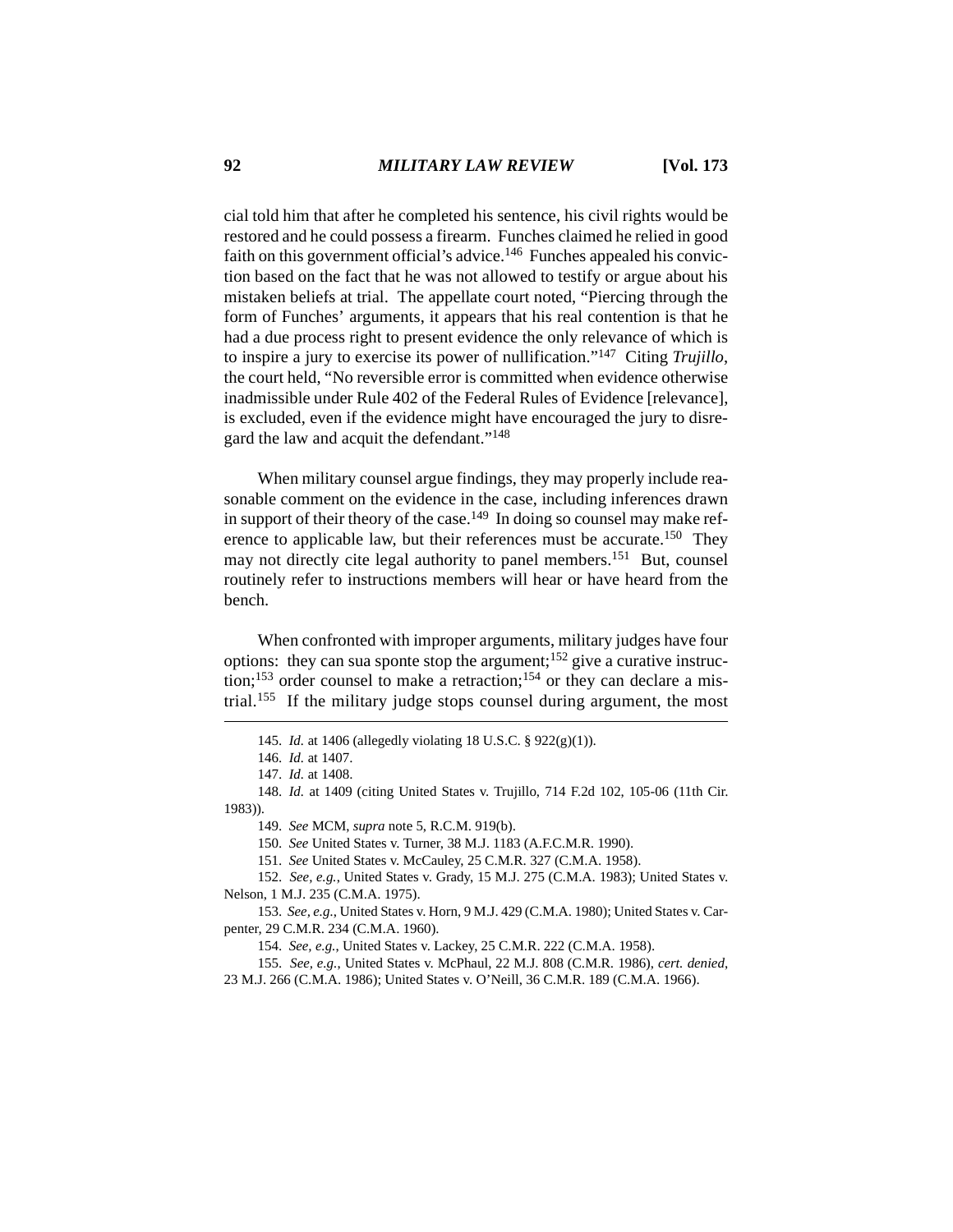cial told him that after he completed his sentence, his civil rights would be restored and he could possess a firearm. Funches claimed he relied in good faith on this government official's advice.[146] Funches appealed his conviction based on the fact that he was not allowed to testify or argue about his mistaken beliefs at trial. The appellate court noted, "Piercing through the form of Funches' arguments, it appears that his real contention is that he had a due process right to present evidence the only relevance of which is to inspire a jury to exercise its power of nullification."[147] Citing *Trujillo*, the court held, "No reversible error is committed when evidence otherwise inadmissible under Rule 402 of the Federal Rules of Evidence [relevance], is excluded, even if the evidence might have encouraged the jury to disregard the law and acquit the defendant."[148]

When military counsel argue findings, they may properly include reasonable comment on the evidence in the case, including inferences drawn in support of their theory of the case.[149] In doing so counsel may make reference to applicable law, but their references must be accurate.[150] They may not directly cite legal authority to panel members.[151] But, counsel routinely refer to instructions members will hear or have heard from the bench.

When confronted with improper arguments, military judges have four options: they can sua sponte stop the argument;[152] give a curative instruction;[153] order counsel to make a retraction;[154] or they can declare a mistrial.[155] If the military judge stops counsel during argument, the most

---

145. *Id.* at 1406 (allegedly violating 18 U.S.C. § 922(g)(1)).

146. *Id.* at 1407.

147. *Id.* at 1408.

148. *Id.* at 1409 (citing United States v. Trujillo, 714 F.2d 102, 105-06 (11th Cir. 1983)).

149. *See* MCM, *supra* note 5, R.C.M. 919(b).

150. *See* United States v. Turner, 38 M.J. 1183 (A.F.C.M.R. 1990).

151. *See* United States v. McCauley, 25 C.M.R. 327 (C.M.A. 1958).

152. *See, e.g.*, United States v. Grady, 15 M.J. 275 (C.M.A. 1983); United States v. Nelson, 1 M.J. 235 (C.M.A. 1975).

153. *See, e.g.*, United States v. Horn, 9 M.J. 429 (C.M.A. 1980); United States v. Carpenter, 29 C.M.R. 234 (C.M.A. 1960).

154. *See, e.g.*, United States v. Lackey, 25 C.M.R. 222 (C.M.A. 1958).

155. *See, e.g.*, United States v. McPhaul, 22 M.J. 808 (C.M.R. 1986), *cert. denied*, 23 M.J. 266 (C.M.A. 1986); United States v. O'Neill, 36 C.M.R. 189 (C.M.A. 1966).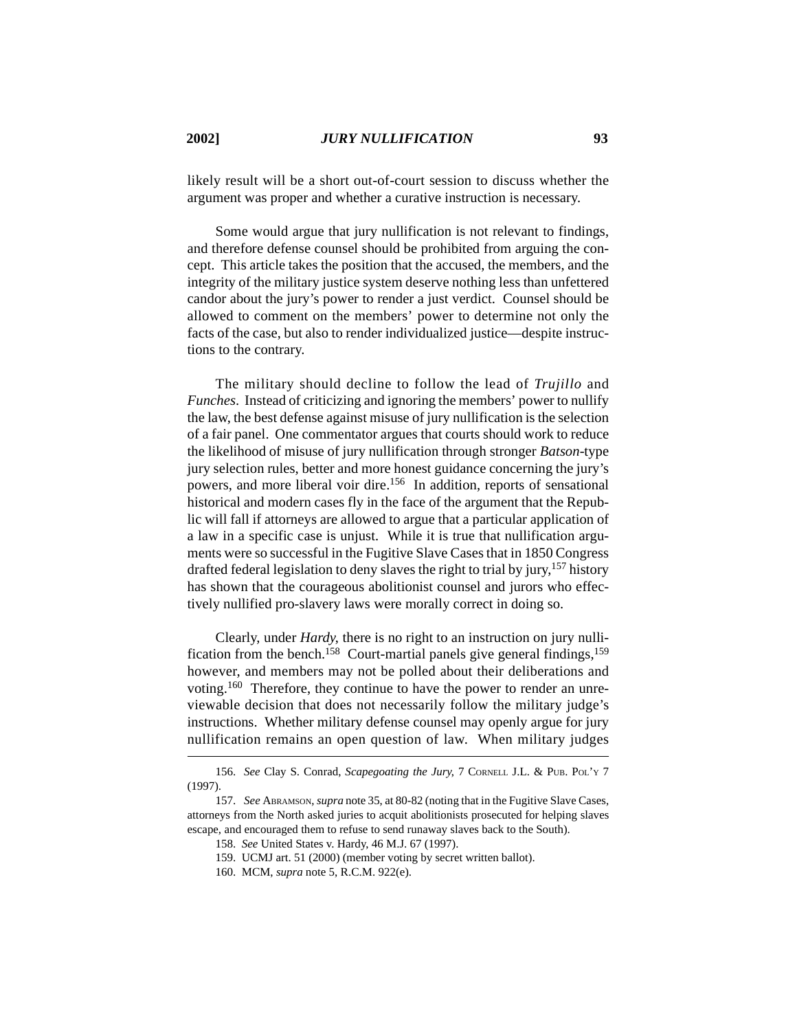likely result will be a short out-of-court session to discuss whether the argument was proper and whether a curative instruction is necessary.

Some would argue that jury nullification is not relevant to findings, and therefore defense counsel should be prohibited from arguing the concept. This article takes the position that the accused, the members, and the integrity of the military justice system deserve nothing less than unfettered candor about the jury's power to render a just verdict. Counsel should be allowed to comment on the members' power to determine not only the facts of the case, but also to render individualized justice—despite instructions to the contrary.

The military should decline to follow the lead of *Trujillo* and *Funches*. Instead of criticizing and ignoring the members' power to nullify the law, the best defense against misuse of jury nullification is the selection of a fair panel. One commentator argues that courts should work to reduce the likelihood of misuse of jury nullification through stronger *Batson*-type jury selection rules, better and more honest guidance concerning the jury's powers, and more liberal voir dire.[156] In addition, reports of sensational historical and modern cases fly in the face of the argument that the Republic will fall if attorneys are allowed to argue that a particular application of a law in a specific case is unjust. While it is true that nullification arguments were so successful in the Fugitive Slave Cases that in 1850 Congress drafted federal legislation to deny slaves the right to trial by jury,[157] history has shown that the courageous abolitionist counsel and jurors who effectively nullified pro-slavery laws were morally correct in doing so.

Clearly, under *Hardy*, there is no right to an instruction on jury nullification from the bench.[158] Court-martial panels give general findings,[159] however, and members may not be polled about their deliberations and voting.[160] Therefore, they continue to have the power to render an unreviewable decision that does not necessarily follow the military judge's instructions. Whether military defense counsel may openly argue for jury nullification remains an open question of law. When military judges

---

156. *See* Clay S. Conrad, *Scapegoating the Jury*, 7 CORNELL J.L. & PUB. POL'Y 7 (1997).

157. *See* ABRAMSON, *supra* note 35, at 80-82 (noting that in the Fugitive Slave Cases, attorneys from the North asked juries to acquit abolitionists prosecuted for helping slaves escape, and encouraged them to refuse to send runaway slaves back to the South).

158. *See* United States v. Hardy, 46 M.J. 67 (1997).

159. UCMJ art. 51 (2000) (member voting by secret written ballot).

160. MCM, *supra* note 5, R.C.M. 922(e).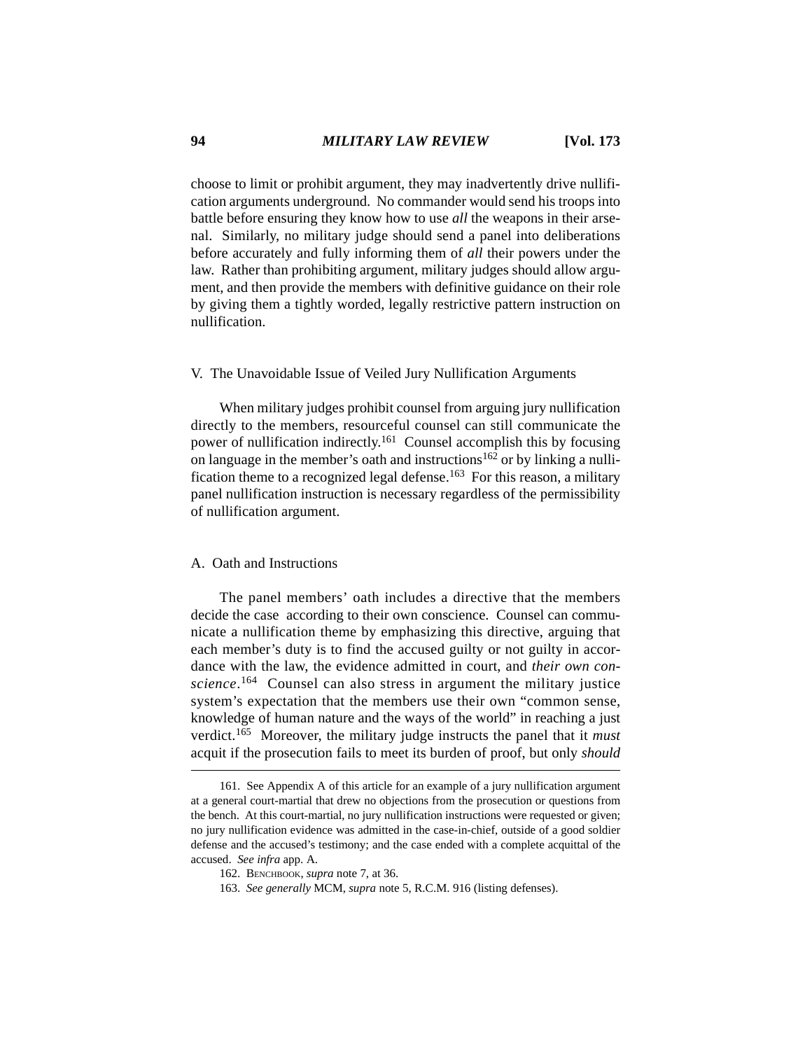choose to limit or prohibit argument, they may inadvertently drive nullification arguments underground. No commander would send his troops into battle before ensuring they know how to use *all* the weapons in their arsenal. Similarly, no military judge should send a panel into deliberations before accurately and fully informing them of *all* their powers under the law. Rather than prohibiting argument, military judges should allow argument, and then provide the members with definitive guidance on their role by giving them a tightly worded, legally restrictive pattern instruction on nullification.

## V. The Unavoidable Issue of Veiled Jury Nullification Arguments

When military judges prohibit counsel from arguing jury nullification directly to the members, resourceful counsel can still communicate the power of nullification indirectly.[161] Counsel accomplish this by focusing on language in the member's oath and instructions[162] or by linking a nullification theme to a recognized legal defense.[163] For this reason, a military panel nullification instruction is necessary regardless of the permissibility of nullification argument.

### A. Oath and Instructions

The panel members' oath includes a directive that the members decide the case according to their own conscience. Counsel can communicate a nullification theme by emphasizing this directive, arguing that each member's duty is to find the accused guilty or not guilty in accordance with the law, the evidence admitted in court, and *their own conscience*.[164] Counsel can also stress in argument the military justice system's expectation that the members use their own "common sense, knowledge of human nature and the ways of the world" in reaching a just verdict.[165] Moreover, the military judge instructs the panel that it *must* acquit if the prosecution fails to meet its burden of proof, but only *should*

---

161. See Appendix A of this article for an example of a jury nullification argument at a general court-martial that drew no objections from the prosecution or questions from the bench. At this court-martial, no jury nullification instructions were requested or given; no jury nullification evidence was admitted in the case-in-chief, outside of a good soldier defense and the accused's testimony; and the case ended with a complete acquittal of the accused. *See infra* app. A.

162. BENCHBOOK, *supra* note 7, at 36.

163. *See generally* MCM, *supra* note 5, R.C.M. 916 (listing defenses).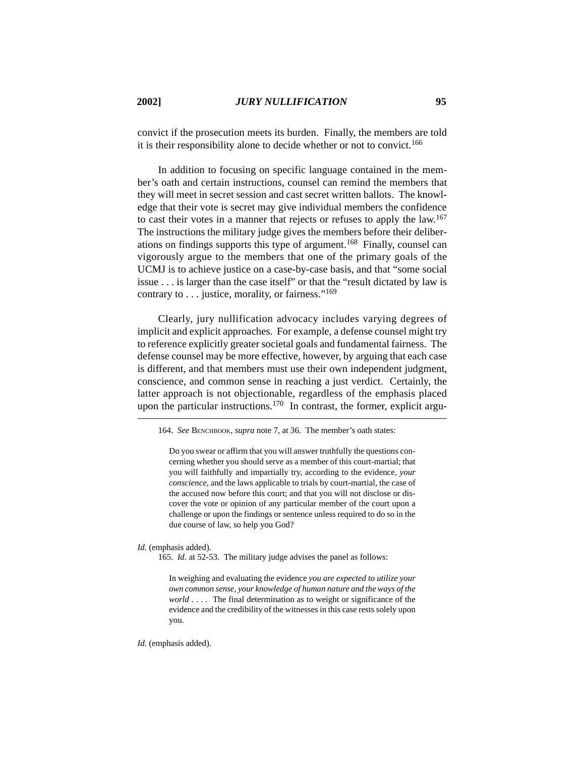convict if the prosecution meets its burden. Finally, the members are told it is their responsibility alone to decide whether or not to convict.[166]

In addition to focusing on specific language contained in the member's oath and certain instructions, counsel can remind the members that they will meet in secret session and cast secret written ballots. The knowledge that their vote is secret may give individual members the confidence to cast their votes in a manner that rejects or refuses to apply the law.[167] The instructions the military judge gives the members before their deliberations on findings supports this type of argument.[168] Finally, counsel can vigorously argue to the members that one of the primary goals of the UCMJ is to achieve justice on a case-by-case basis, and that "some social issue . . . is larger than the case itself" or that the "result dictated by law is contrary to . . . justice, morality, or fairness."[169]

Clearly, jury nullification advocacy includes varying degrees of implicit and explicit approaches. For example, a defense counsel might try to reference explicitly greater societal goals and fundamental fairness. The defense counsel may be more effective, however, by arguing that each case is different, and that members must use their own independent judgment, conscience, and common sense in reaching a just verdict. Certainly, the latter approach is not objectionable, regardless of the emphasis placed upon the particular instructions.[170] In contrast, the former, explicit argu-

---

164. *See* BENCHBOOK, *supra* note 7, at 36. The member's oath states:

> Do you swear or affirm that you will answer truthfully the questions concerning whether you should serve as a member of this court-martial; that you will faithfully and impartially try, according to the evidence, *your conscience*, and the laws applicable to trials by court-martial, the case of the accused now before this court; and that you will not disclose or discover the vote or opinion of any particular member of the court upon a challenge or upon the findings or sentence unless required to do so in the due course of law, so help you God?

*Id.* (emphasis added).

165. *Id.* at 52-53. The military judge advises the panel as follows:

> In weighing and evaluating the evidence *you are expected to utilize your own common sense, your knowledge of human nature and the ways of the world* . . . . The final determination as to weight or significance of the evidence and the credibility of the witnesses in this case rests solely upon you.

*Id.* (emphasis added).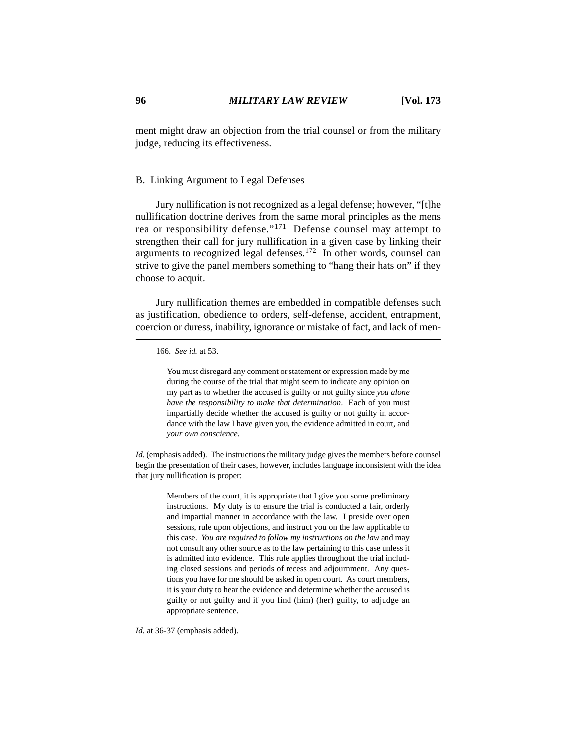ment might draw an objection from the trial counsel or from the military judge, reducing its effectiveness.

### B. Linking Argument to Legal Defenses

Jury nullification is not recognized as a legal defense; however, "[t]he nullification doctrine derives from the same moral principles as the mens rea or responsibility defense."[171] Defense counsel may attempt to strengthen their call for jury nullification in a given case by linking their arguments to recognized legal defenses.[172] In other words, counsel can strive to give the panel members something to "hang their hats on" if they choose to acquit.

Jury nullification themes are embedded in compatible defenses such as justification, obedience to orders, self-defense, accident, entrapment, coercion or duress, inability, ignorance or mistake of fact, and lack of men-

---

166. *See id.* at 53.

> You must disregard any comment or statement or expression made by me during the course of the trial that might seem to indicate any opinion on my part as to whether the accused is guilty or not guilty since *you alone have the responsibility to make that determination*. Each of you must impartially decide whether the accused is guilty or not guilty in accordance with the law I have given you, the evidence admitted in court, and *your own conscience.*

*Id.* (emphasis added). The instructions the military judge gives the members before counsel begin the presentation of their cases, however, includes language inconsistent with the idea that jury nullification is proper:

> Members of the court, it is appropriate that I give you some preliminary instructions. My duty is to ensure the trial is conducted a fair, orderly and impartial manner in accordance with the law. I preside over open sessions, rule upon objections, and instruct you on the law applicable to this case. *You are required to follow my instructions on the law* and may not consult any other source as to the law pertaining to this case unless it is admitted into evidence. This rule applies throughout the trial including closed sessions and periods of recess and adjournment. Any questions you have for me should be asked in open court. As court members, it is your duty to hear the evidence and determine whether the accused is guilty or not guilty and if you find (him) (her) guilty, to adjudge an appropriate sentence.

*Id.* at 36-37 (emphasis added).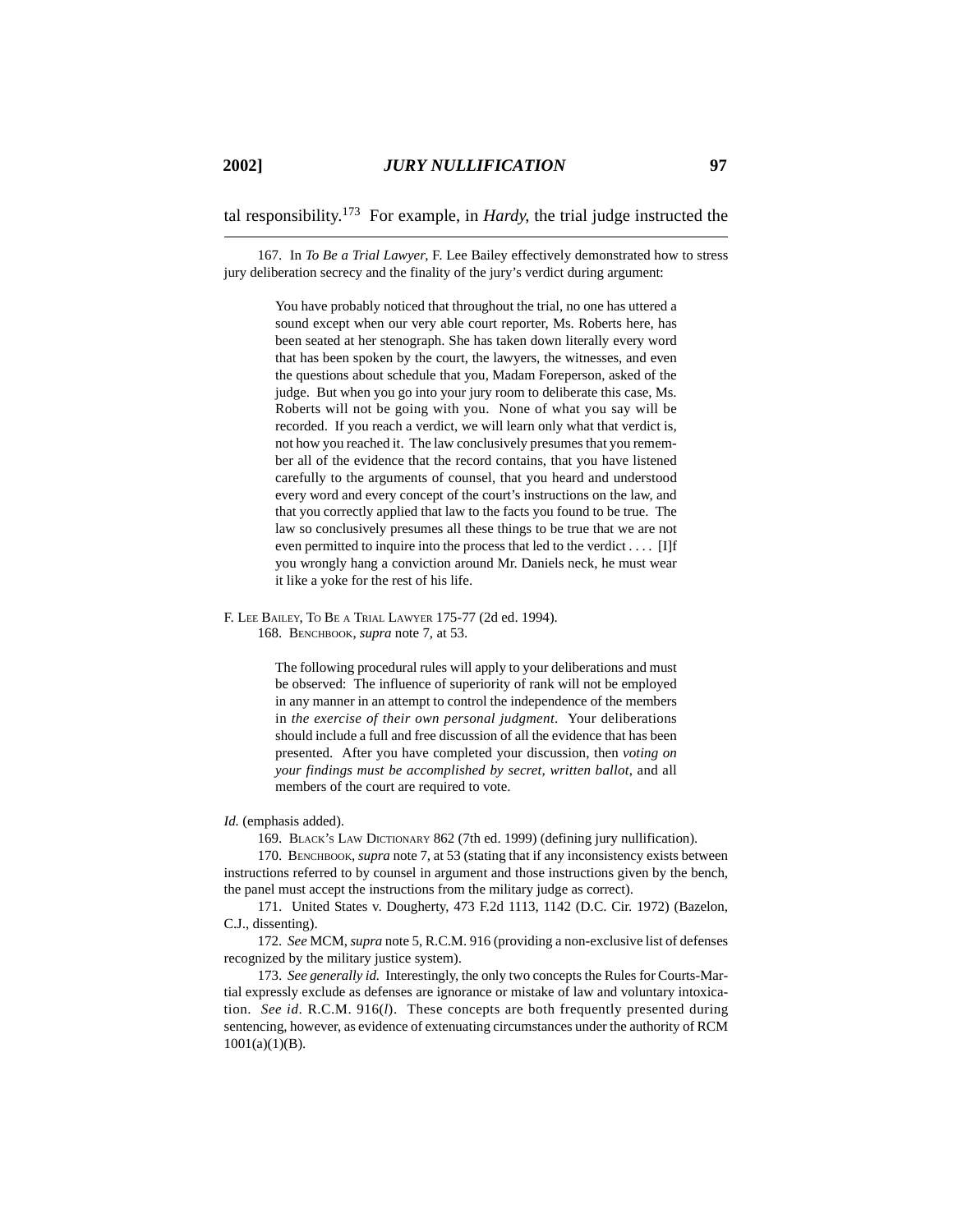tal responsibility.[173] For example, in *Hardy*, the trial judge instructed the

---

167. In *To Be a Trial Lawyer*, F. Lee Bailey effectively demonstrated how to stress jury deliberation secrecy and the finality of the jury's verdict during argument:

> You have probably noticed that throughout the trial, no one has uttered a sound except when our very able court reporter, Ms. Roberts here, has been seated at her stenograph. She has taken down literally every word that has been spoken by the court, the lawyers, the witnesses, and even the questions about schedule that you, Madam Foreperson, asked of the judge. But when you go into your jury room to deliberate this case, Ms. Roberts will not be going with you. None of what you say will be recorded. If you reach a verdict, we will learn only what that verdict is, not how you reached it. The law conclusively presumes that you remember all of the evidence that the record contains, that you have listened carefully to the arguments of counsel, that you heard and understood every word and every concept of the court's instructions on the law, and that you correctly applied that law to the facts you found to be true. The law so conclusively presumes all these things to be true that we are not even permitted to inquire into the process that led to the verdict . . . . [I]f you wrongly hang a conviction around Mr. Daniels neck, he must wear it like a yoke for the rest of his life.

F. Lee Bailey, To Be a Trial Lawyer 175-77 (2d ed. 1994).

168. Benchbook, *supra* note 7, at 53.

> The following procedural rules will apply to your deliberations and must be observed: The influence of superiority of rank will not be employed in any manner in an attempt to control the independence of the members in *the exercise of their own personal judgment*. Your deliberations should include a full and free discussion of all the evidence that has been presented. After you have completed your discussion, then *voting on your findings must be accomplished by secret, written ballot*, and all members of the court are required to vote.

*Id.* (emphasis added).

169. Black's Law Dictionary 862 (7th ed. 1999) (defining jury nullification).

170. Benchbook, *supra* note 7, at 53 (stating that if any inconsistency exists between instructions referred to by counsel in argument and those instructions given by the bench, the panel must accept the instructions from the military judge as correct).

171. United States v. Dougherty, 473 F.2d 1113, 1142 (D.C. Cir. 1972) (Bazelon, C.J., dissenting).

172. *See* MCM, *supra* note 5, R.C.M. 916 (providing a non-exclusive list of defenses recognized by the military justice system).

173. *See generally id.* Interestingly, the only two concepts the Rules for Courts-Martial expressly exclude as defenses are ignorance or mistake of law and voluntary intoxication. *See id*. R.C.M. 916(*l*). These concepts are both frequently presented during sentencing, however, as evidence of extenuating circumstances under the authority of RCM 1001(a)(1)(B).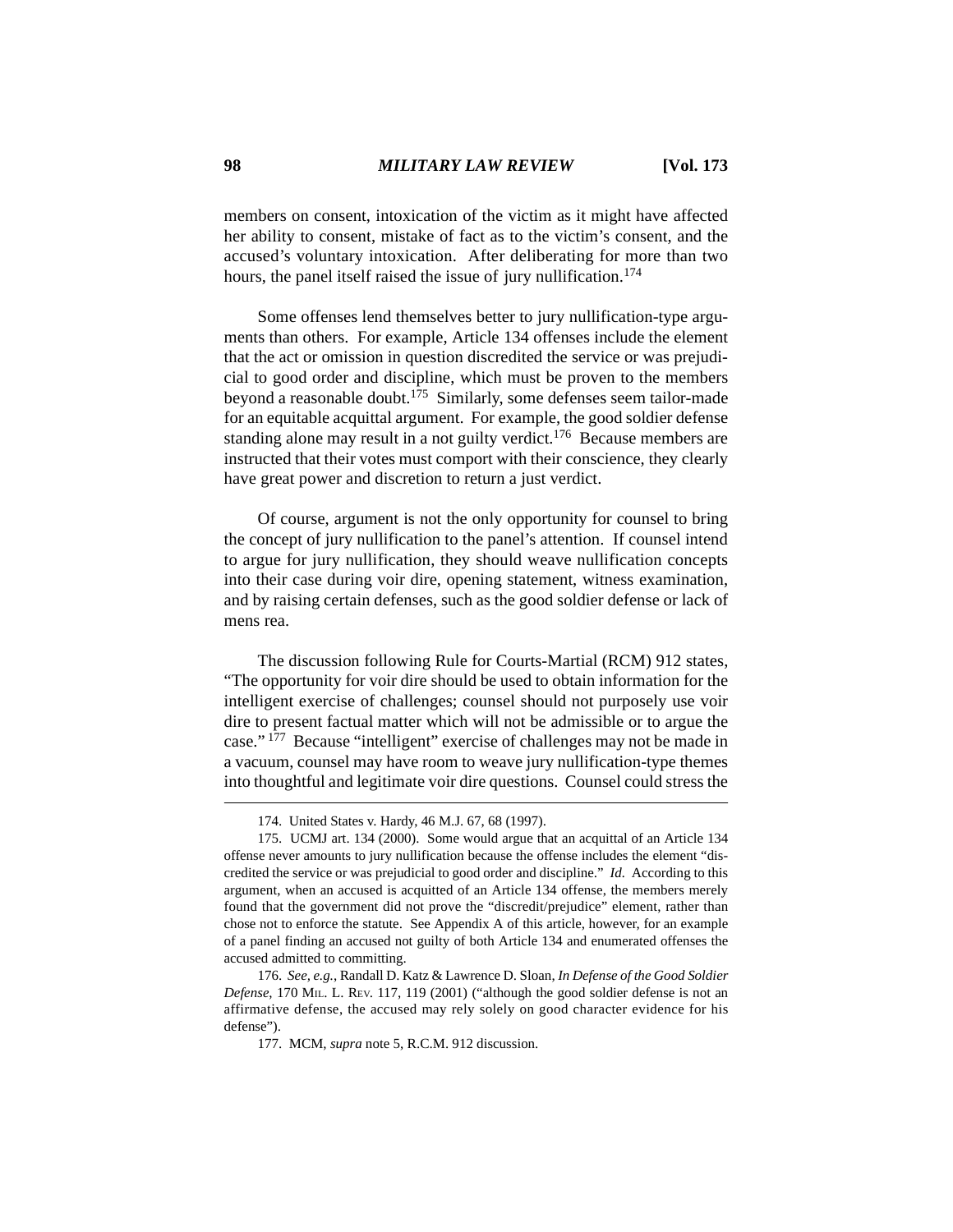members on consent, intoxication of the victim as it might have affected her ability to consent, mistake of fact as to the victim's consent, and the accused's voluntary intoxication. After deliberating for more than two hours, the panel itself raised the issue of jury nullification.[174]

Some offenses lend themselves better to jury nullification-type arguments than others. For example, Article 134 offenses include the element that the act or omission in question discredited the service or was prejudicial to good order and discipline, which must be proven to the members beyond a reasonable doubt.[175] Similarly, some defenses seem tailor-made for an equitable acquittal argument. For example, the good soldier defense standing alone may result in a not guilty verdict.[176] Because members are instructed that their votes must comport with their conscience, they clearly have great power and discretion to return a just verdict.

Of course, argument is not the only opportunity for counsel to bring the concept of jury nullification to the panel's attention. If counsel intend to argue for jury nullification, they should weave nullification concepts into their case during voir dire, opening statement, witness examination, and by raising certain defenses, such as the good soldier defense or lack of mens rea.

The discussion following Rule for Courts-Martial (RCM) 912 states, "The opportunity for voir dire should be used to obtain information for the intelligent exercise of challenges; counsel should not purposely use voir dire to present factual matter which will not be admissible or to argue the case."[177] Because "intelligent" exercise of challenges may not be made in a vacuum, counsel may have room to weave jury nullification-type themes into thoughtful and legitimate voir dire questions. Counsel could stress the

---

174. United States v. Hardy, 46 M.J. 67, 68 (1997).

175. UCMJ art. 134 (2000). Some would argue that an acquittal of an Article 134 offense never amounts to jury nullification because the offense includes the element "discredited the service or was prejudicial to good order and discipline." *Id.* According to this argument, when an accused is acquitted of an Article 134 offense, the members merely found that the government did not prove the "discredit/prejudice" element, rather than chose not to enforce the statute. See Appendix A of this article, however, for an example of a panel finding an accused not guilty of both Article 134 and enumerated offenses the accused admitted to committing.

176. *See, e.g.*, Randall D. Katz & Lawrence D. Sloan, *In Defense of the Good Soldier Defense*, 170 MIL. L. REV. 117, 119 (2001) ("although the good soldier defense is not an affirmative defense, the accused may rely solely on good character evidence for his defense").

177. MCM, *supra* note 5, R.C.M. 912 discussion.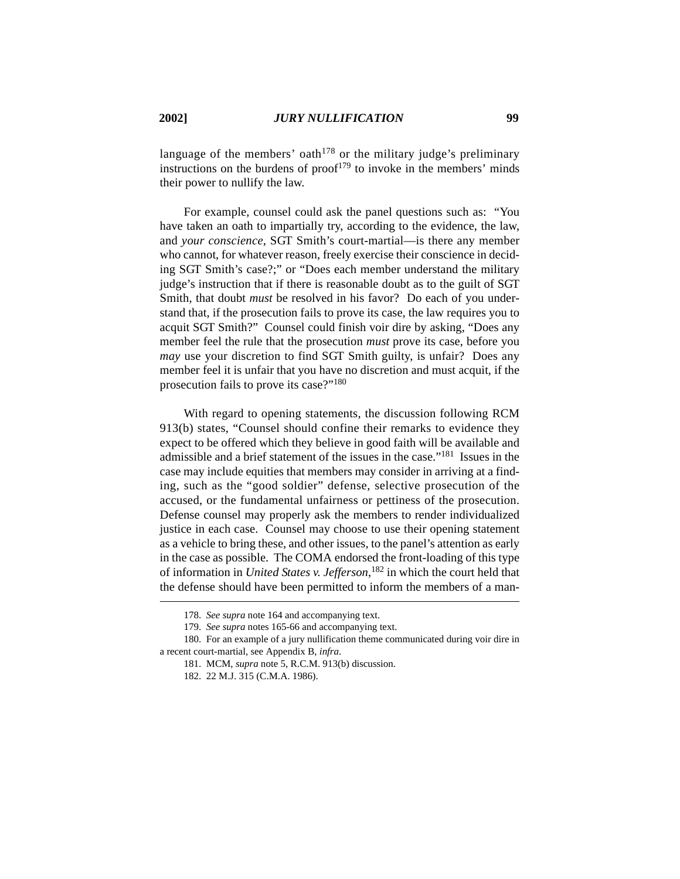language of the members' oath[178] or the military judge's preliminary instructions on the burdens of proof[179] to invoke in the members' minds their power to nullify the law.

For example, counsel could ask the panel questions such as: "You have taken an oath to impartially try, according to the evidence, the law, and *your conscience*, SGT Smith's court-martial—is there any member who cannot, for whatever reason, freely exercise their conscience in deciding SGT Smith's case?;" or "Does each member understand the military judge's instruction that if there is reasonable doubt as to the guilt of SGT Smith, that doubt *must* be resolved in his favor? Do each of you understand that, if the prosecution fails to prove its case, the law requires you to acquit SGT Smith?" Counsel could finish voir dire by asking, "Does any member feel the rule that the prosecution *must* prove its case, before you *may* use your discretion to find SGT Smith guilty, is unfair? Does any member feel it is unfair that you have no discretion and must acquit, if the prosecution fails to prove its case?"[180]

With regard to opening statements, the discussion following RCM 913(b) states, "Counsel should confine their remarks to evidence they expect to be offered which they believe in good faith will be available and admissible and a brief statement of the issues in the case."[181] Issues in the case may include equities that members may consider in arriving at a finding, such as the "good soldier" defense, selective prosecution of the accused, or the fundamental unfairness or pettiness of the prosecution. Defense counsel may properly ask the members to render individualized justice in each case. Counsel may choose to use their opening statement as a vehicle to bring these, and other issues, to the panel's attention as early in the case as possible. The COMA endorsed the front-loading of this type of information in *United States v. Jefferson*,[182] in which the court held that the defense should have been permitted to inform the members of a man-

---

178. *See supra* note 164 and accompanying text.

179. *See supra* notes 165-66 and accompanying text.

180. For an example of a jury nullification theme communicated during voir dire in a recent court-martial, see Appendix B, *infra*.

181. MCM, *supra* note 5, R.C.M. 913(b) discussion.

182. 22 M.J. 315 (C.M.A. 1986).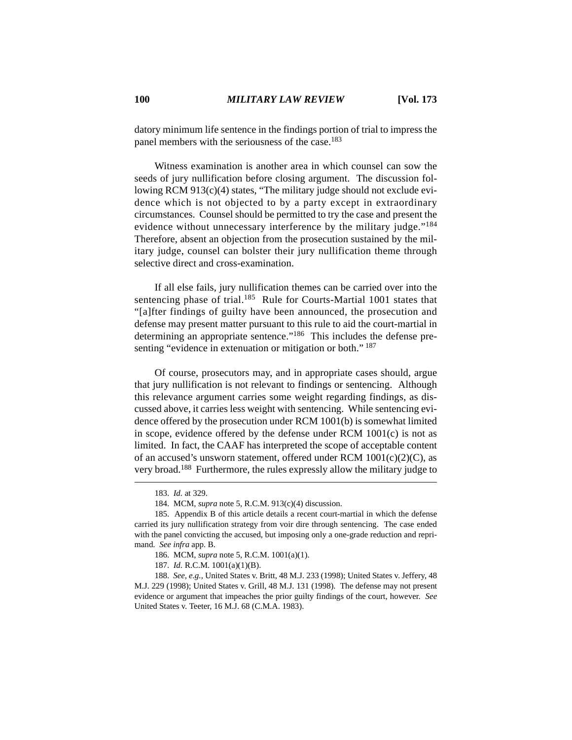datory minimum life sentence in the findings portion of trial to impress the panel members with the seriousness of the case.[183]

Witness examination is another area in which counsel can sow the seeds of jury nullification before closing argument. The discussion following RCM 913(c)(4) states, "The military judge should not exclude evidence which is not objected to by a party except in extraordinary circumstances. Counsel should be permitted to try the case and present the evidence without unnecessary interference by the military judge."[184] Therefore, absent an objection from the prosecution sustained by the military judge, counsel can bolster their jury nullification theme through selective direct and cross-examination.

If all else fails, jury nullification themes can be carried over into the sentencing phase of trial.[185] Rule for Courts-Martial 1001 states that "[a]fter findings of guilty have been announced, the prosecution and defense may present matter pursuant to this rule to aid the court-martial in determining an appropriate sentence."[186] This includes the defense presenting "evidence in extenuation or mitigation or both."[187]

Of course, prosecutors may, and in appropriate cases should, argue that jury nullification is not relevant to findings or sentencing. Although this relevance argument carries some weight regarding findings, as discussed above, it carries less weight with sentencing. While sentencing evidence offered by the prosecution under RCM 1001(b) is somewhat limited in scope, evidence offered by the defense under RCM 1001(c) is not as limited. In fact, the CAAF has interpreted the scope of acceptable content of an accused's unsworn statement, offered under RCM 1001(c)(2)(C), as very broad.[188] Furthermore, the rules expressly allow the military judge to

---

183. *Id.* at 329.

184. MCM, *supra* note 5, R.C.M. 913(c)(4) discussion.

185. Appendix B of this article details a recent court-martial in which the defense carried its jury nullification strategy from voir dire through sentencing. The case ended with the panel convicting the accused, but imposing only a one-grade reduction and reprimand. *See infra* app. B.

186. MCM, *supra* note 5, R.C.M. 1001(a)(1).

187. *Id.* R.C.M. 1001(a)(1)(B).

188. *See, e.g.*, United States v. Britt, 48 M.J. 233 (1998); United States v. Jeffery, 48 M.J. 229 (1998); United States v. Grill, 48 M.J. 131 (1998). The defense may not present evidence or argument that impeaches the prior guilty findings of the court, however. *See* United States v. Teeter, 16 M.J. 68 (C.M.A. 1983).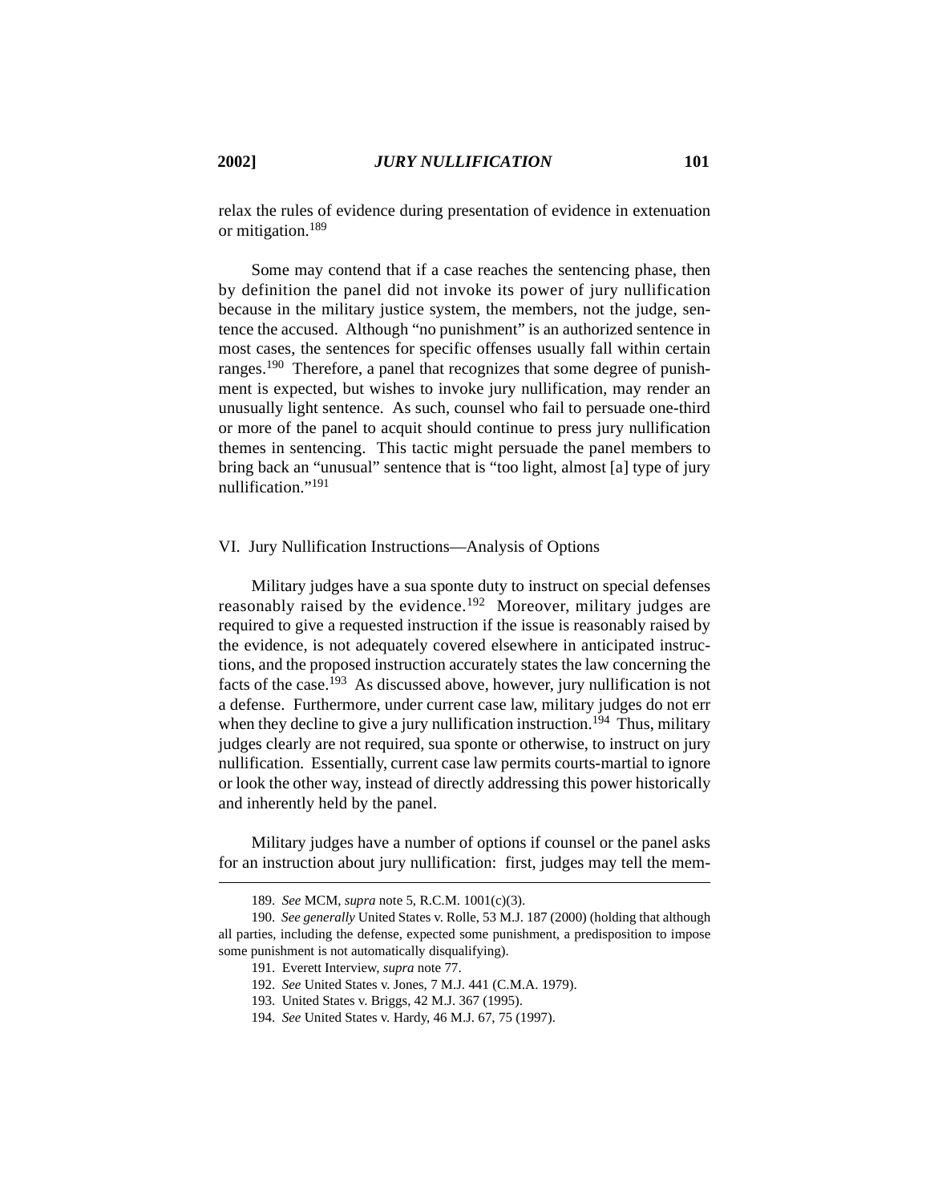relax the rules of evidence during presentation of evidence in extenuation or mitigation.[189]

Some may contend that if a case reaches the sentencing phase, then by definition the panel did not invoke its power of jury nullification because in the military justice system, the members, not the judge, sentence the accused. Although "no punishment" is an authorized sentence in most cases, the sentences for specific offenses usually fall within certain ranges.[190] Therefore, a panel that recognizes that some degree of punishment is expected, but wishes to invoke jury nullification, may render an unusually light sentence. As such, counsel who fail to persuade one-third or more of the panel to acquit should continue to press jury nullification themes in sentencing. This tactic might persuade the panel members to bring back an "unusual" sentence that is "too light, almost [a] type of jury nullification."[191]

## VI. Jury Nullification Instructions—Analysis of Options

Military judges have a sua sponte duty to instruct on special defenses reasonably raised by the evidence.[192] Moreover, military judges are required to give a requested instruction if the issue is reasonably raised by the evidence, is not adequately covered elsewhere in anticipated instructions, and the proposed instruction accurately states the law concerning the facts of the case.[193] As discussed above, however, jury nullification is not a defense. Furthermore, under current case law, military judges do not err when they decline to give a jury nullification instruction.[194] Thus, military judges clearly are not required, sua sponte or otherwise, to instruct on jury nullification. Essentially, current case law permits courts-martial to ignore or look the other way, instead of directly addressing this power historically and inherently held by the panel.

Military judges have a number of options if counsel or the panel asks for an instruction about jury nullification: first, judges may tell the mem-

---

189. *See* MCM, *supra* note 5, R.C.M. 1001(c)(3).

190. *See generally* United States v. Rolle, 53 M.J. 187 (2000) (holding that although all parties, including the defense, expected some punishment, a predisposition to impose some punishment is not automatically disqualifying).

191. Everett Interview, *supra* note 77.

192. *See* United States v. Jones, 7 M.J. 441 (C.M.A. 1979).

193. United States v. Briggs, 42 M.J. 367 (1995).

194. *See* United States v. Hardy, 46 M.J. 67, 75 (1997).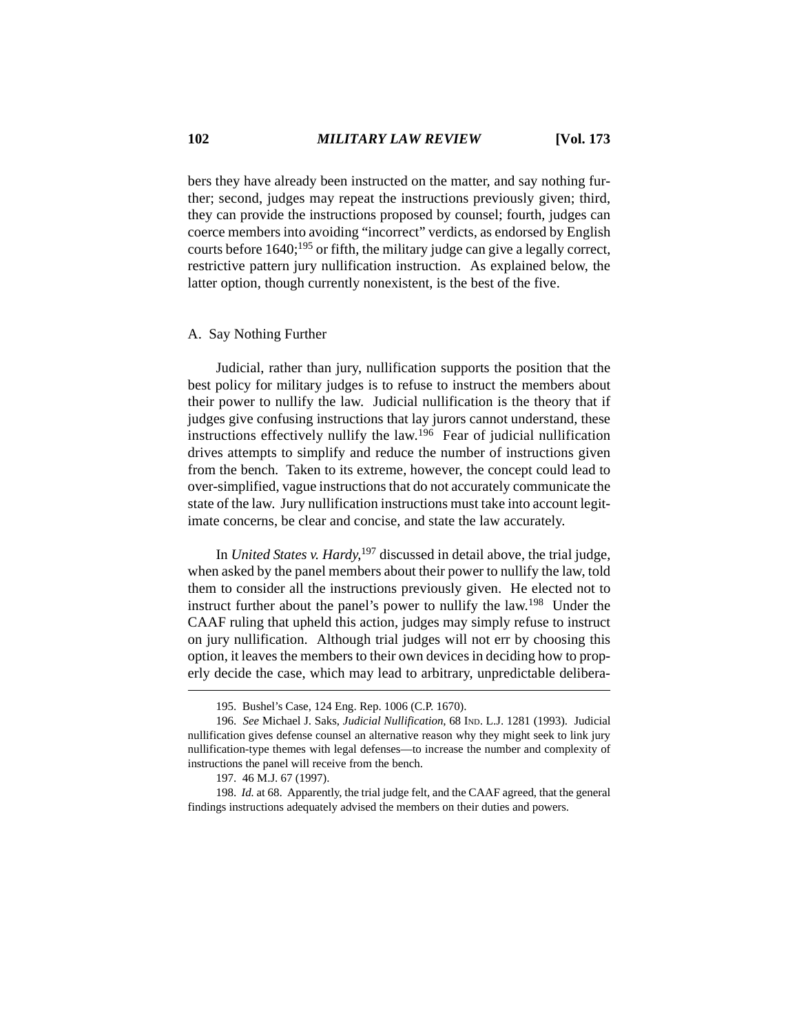bers they have already been instructed on the matter, and say nothing further; second, judges may repeat the instructions previously given; third, they can provide the instructions proposed by counsel; fourth, judges can coerce members into avoiding "incorrect" verdicts, as endorsed by English courts before 1640;[195] or fifth, the military judge can give a legally correct, restrictive pattern jury nullification instruction. As explained below, the latter option, though currently nonexistent, is the best of the five.

### A. Say Nothing Further

Judicial, rather than jury, nullification supports the position that the best policy for military judges is to refuse to instruct the members about their power to nullify the law. Judicial nullification is the theory that if judges give confusing instructions that lay jurors cannot understand, these instructions effectively nullify the law.[196] Fear of judicial nullification drives attempts to simplify and reduce the number of instructions given from the bench. Taken to its extreme, however, the concept could lead to over-simplified, vague instructions that do not accurately communicate the state of the law. Jury nullification instructions must take into account legitimate concerns, be clear and concise, and state the law accurately.

In *United States v. Hardy*,[197] discussed in detail above, the trial judge, when asked by the panel members about their power to nullify the law, told them to consider all the instructions previously given. He elected not to instruct further about the panel's power to nullify the law.[198] Under the CAAF ruling that upheld this action, judges may simply refuse to instruct on jury nullification. Although trial judges will not err by choosing this option, it leaves the members to their own devices in deciding how to properly decide the case, which may lead to arbitrary, unpredictable delibera-

---

195. Bushel's Case, 124 Eng. Rep. 1006 (C.P. 1670).

196. *See* Michael J. Saks, *Judicial Nullification*, 68 IND. L.J. 1281 (1993). Judicial nullification gives defense counsel an alternative reason why they might seek to link jury nullification-type themes with legal defenses—to increase the number and complexity of instructions the panel will receive from the bench.

197. 46 M.J. 67 (1997).

198. *Id.* at 68. Apparently, the trial judge felt, and the CAAF agreed, that the general findings instructions adequately advised the members on their duties and powers.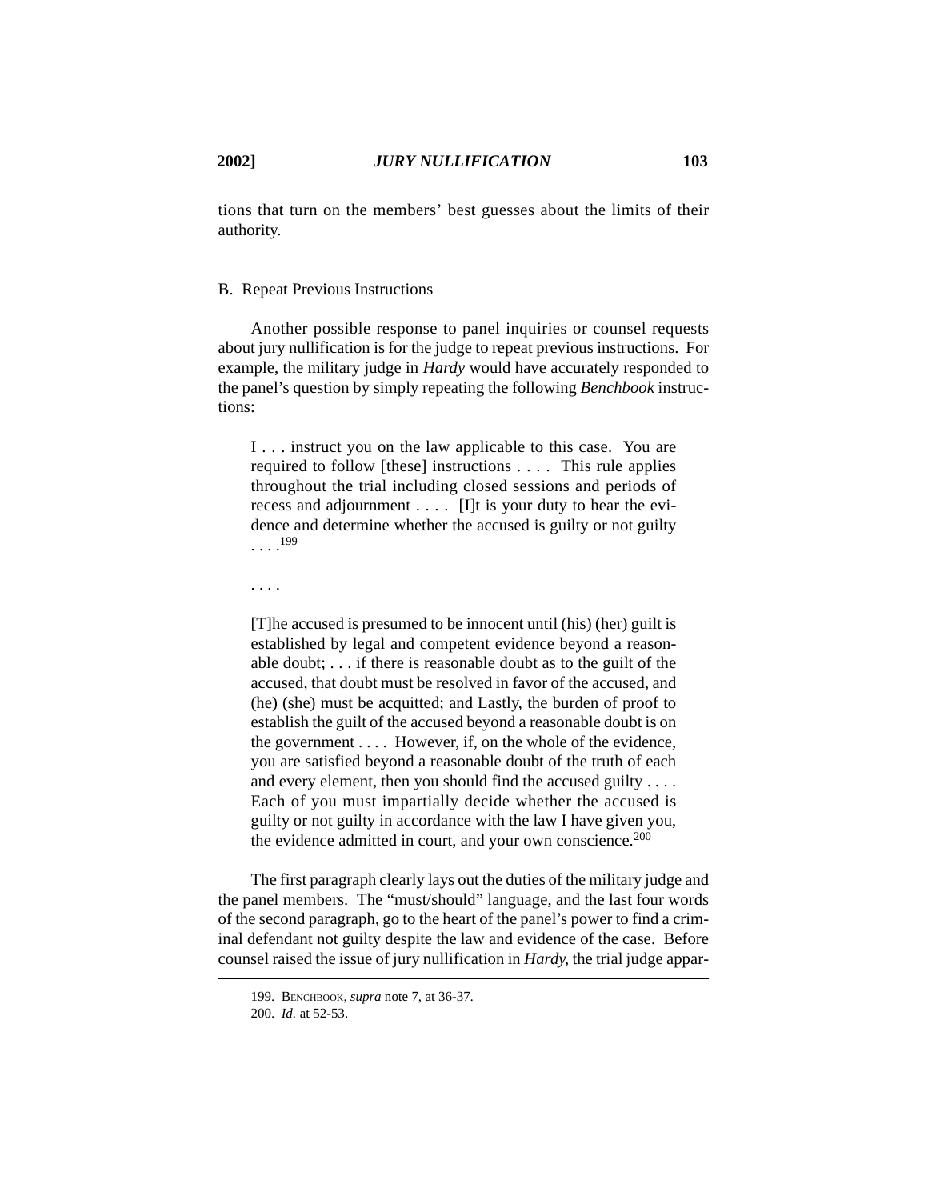tions that turn on the members' best guesses about the limits of their authority.

### B. Repeat Previous Instructions

Another possible response to panel inquiries or counsel requests about jury nullification is for the judge to repeat previous instructions. For example, the military judge in *Hardy* would have accurately responded to the panel's question by simply repeating the following *Benchbook* instructions:

> I . . . instruct you on the law applicable to this case. You are required to follow [these] instructions . . . . This rule applies throughout the trial including closed sessions and periods of recess and adjournment . . . . [I]t is your duty to hear the evidence and determine whether the accused is guilty or not guilty . . . .[199]
>
> . . . .
>
> [T]he accused is presumed to be innocent until (his) (her) guilt is established by legal and competent evidence beyond a reasonable doubt; . . . if there is reasonable doubt as to the guilt of the accused, that doubt must be resolved in favor of the accused, and (he) (she) must be acquitted; and Lastly, the burden of proof to establish the guilt of the accused beyond a reasonable doubt is on the government . . . . However, if, on the whole of the evidence, you are satisfied beyond a reasonable doubt of the truth of each and every element, then you should find the accused guilty . . . . Each of you must impartially decide whether the accused is guilty or not guilty in accordance with the law I have given you, the evidence admitted in court, and your own conscience.[200]

The first paragraph clearly lays out the duties of the military judge and the panel members. The "must/should" language, and the last four words of the second paragraph, go to the heart of the panel's power to find a criminal defendant not guilty despite the law and evidence of the case. Before counsel raised the issue of jury nullification in *Hardy*, the trial judge appar-

---

199. BENCHBOOK, *supra* note 7, at 36-37.

200. *Id.* at 52-53.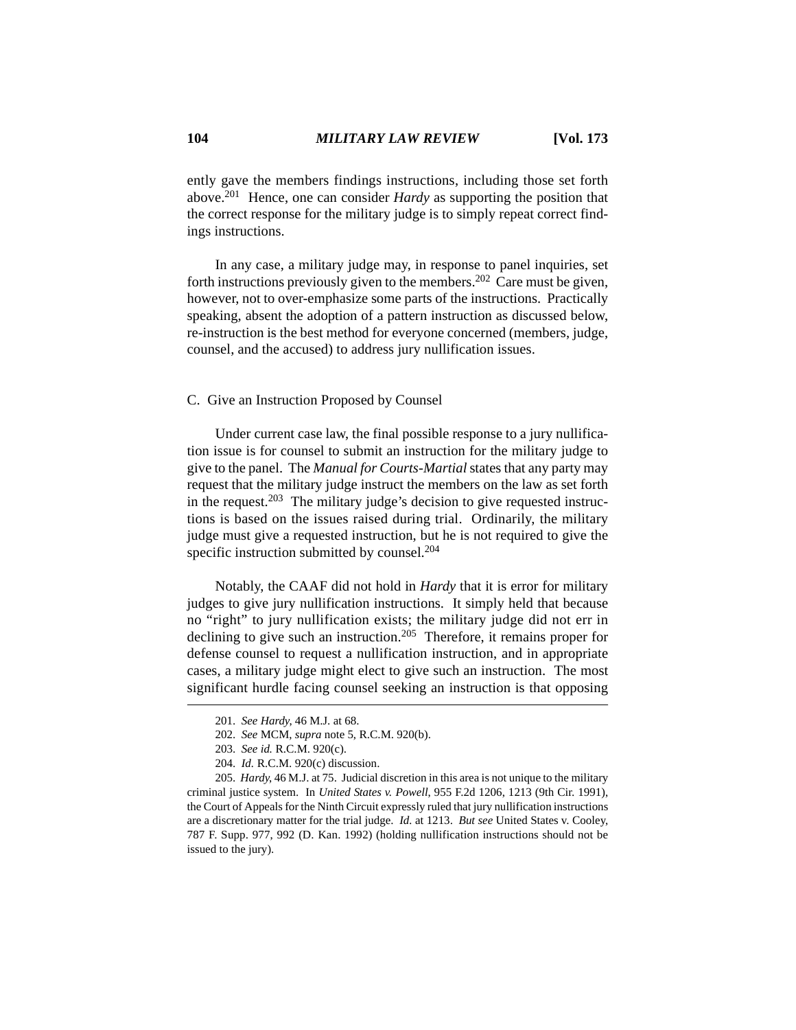ently gave the members findings instructions, including those set forth above.[201] Hence, one can consider *Hardy* as supporting the position that the correct response for the military judge is to simply repeat correct findings instructions.

In any case, a military judge may, in response to panel inquiries, set forth instructions previously given to the members.[202] Care must be given, however, not to over-emphasize some parts of the instructions. Practically speaking, absent the adoption of a pattern instruction as discussed below, re-instruction is the best method for everyone concerned (members, judge, counsel, and the accused) to address jury nullification issues.

C. Give an Instruction Proposed by Counsel

Under current case law, the final possible response to a jury nullification issue is for counsel to submit an instruction for the military judge to give to the panel. The *Manual for Courts-Martial* states that any party may request that the military judge instruct the members on the law as set forth in the request.[203] The military judge's decision to give requested instructions is based on the issues raised during trial. Ordinarily, the military judge must give a requested instruction, but he is not required to give the specific instruction submitted by counsel.[204]

Notably, the CAAF did not hold in *Hardy* that it is error for military judges to give jury nullification instructions. It simply held that because no "right" to jury nullification exists; the military judge did not err in declining to give such an instruction.[205] Therefore, it remains proper for defense counsel to request a nullification instruction, and in appropriate cases, a military judge might elect to give such an instruction. The most significant hurdle facing counsel seeking an instruction is that opposing

---

201. *See Hardy*, 46 M.J. at 68.

202. *See* MCM, *supra* note 5, R.C.M. 920(b).

203. *See id.* R.C.M. 920(c).

204. *Id.* R.C.M. 920(c) discussion.

205. *Hardy*, 46 M.J. at 75. Judicial discretion in this area is not unique to the military criminal justice system. In *United States v. Powell*, 955 F.2d 1206, 1213 (9th Cir. 1991), the Court of Appeals for the Ninth Circuit expressly ruled that jury nullification instructions are a discretionary matter for the trial judge. *Id.* at 1213. *But see* United States v. Cooley, 787 F. Supp. 977, 992 (D. Kan. 1992) (holding nullification instructions should not be issued to the jury).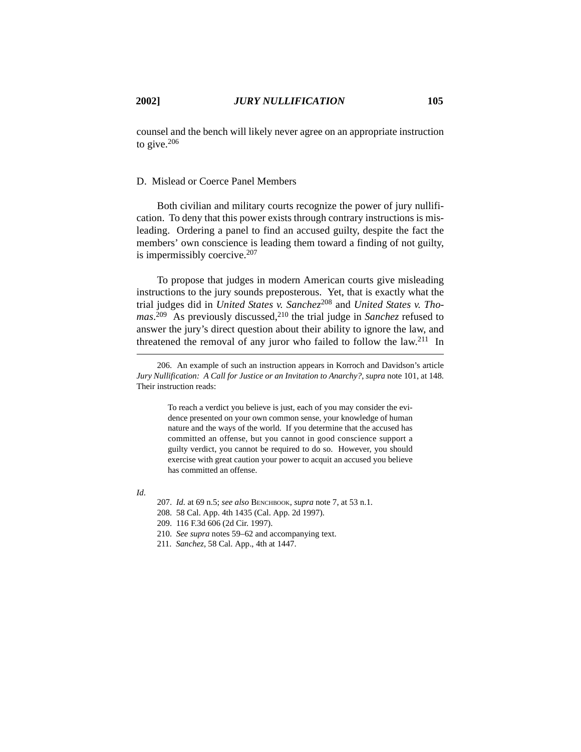counsel and the bench will likely never agree on an appropriate instruction to give.[206]

### D. Mislead or Coerce Panel Members

Both civilian and military courts recognize the power of jury nullification. To deny that this power exists through contrary instructions is misleading. Ordering a panel to find an accused guilty, despite the fact the members' own conscience is leading them toward a finding of not guilty, is impermissibly coercive.[207]

To propose that judges in modern American courts give misleading instructions to the jury sounds preposterous. Yet, that is exactly what the trial judges did in *United States v. Sanchez*[208] and *United States v. Thomas*.[209] As previously discussed,[210] the trial judge in *Sanchez* refused to answer the jury's direct question about their ability to ignore the law, and threatened the removal of any juror who failed to follow the law.[211] In

---

206. An example of such an instruction appears in Korroch and Davidson's article *Jury Nullification: A Call for Justice or an Invitation to Anarchy?*, *supra* note 101, at 148. Their instruction reads:

> To reach a verdict you believe is just, each of you may consider the evidence presented on your own common sense, your knowledge of human nature and the ways of the world. If you determine that the accused has committed an offense, but you cannot in good conscience support a guilty verdict, you cannot be required to do so. However, you should exercise with great caution your power to acquit an accused you believe has committed an offense.

*Id*.

207. *Id.* at 69 n.5; *see also* BENCHBOOK, *supra* note 7, at 53 n.1.

208. 58 Cal. App. 4th 1435 (Cal. App. 2d 1997).

209. 116 F.3d 606 (2d Cir. 1997).

210. *See supra* notes 59–62 and accompanying text.

211. *Sanchez*, 58 Cal. App., 4th at 1447.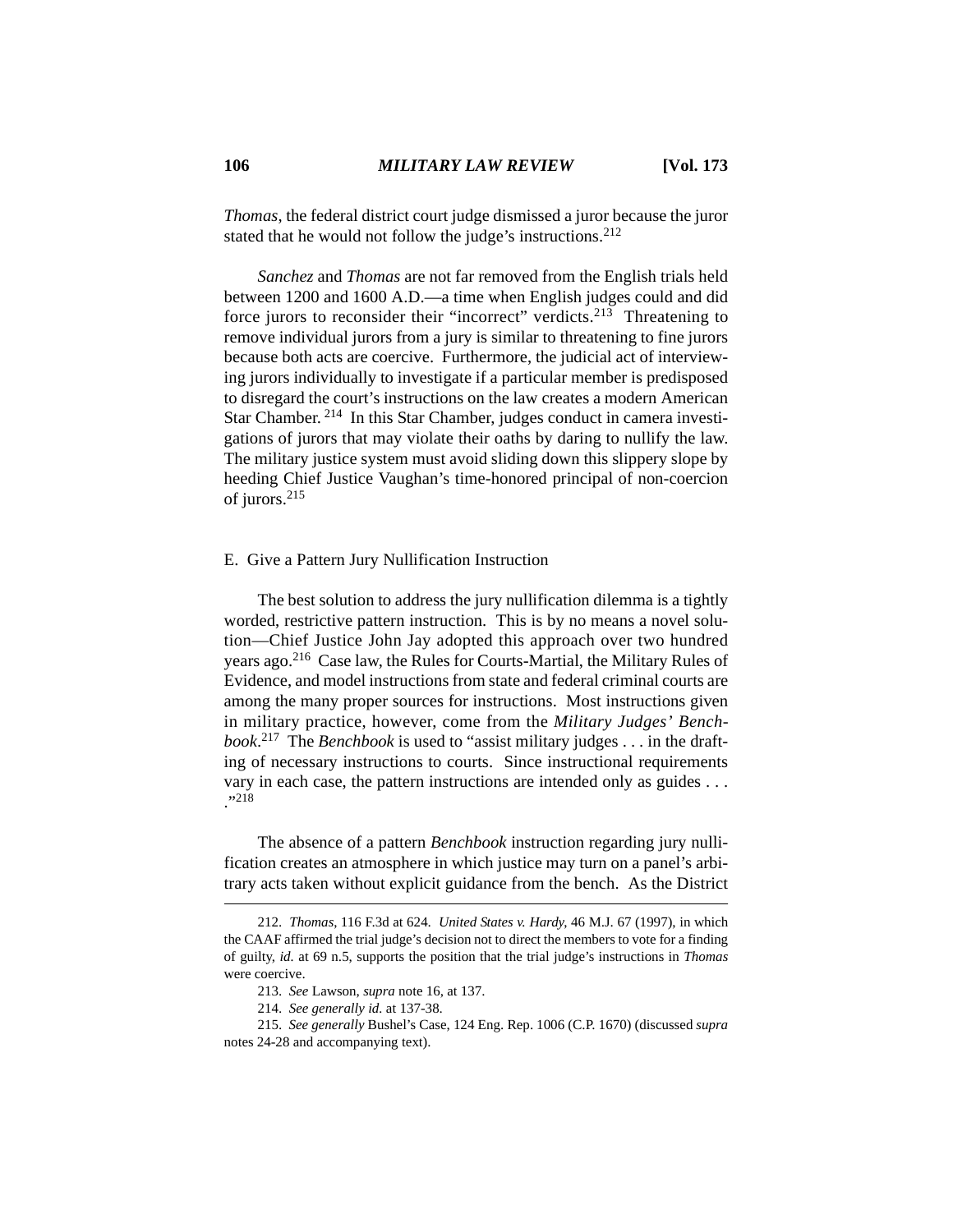*Thomas*, the federal district court judge dismissed a juror because the juror stated that he would not follow the judge's instructions.[212]

*Sanchez* and *Thomas* are not far removed from the English trials held between 1200 and 1600 A.D.—a time when English judges could and did force jurors to reconsider their "incorrect" verdicts.[213] Threatening to remove individual jurors from a jury is similar to threatening to fine jurors because both acts are coercive. Furthermore, the judicial act of interviewing jurors individually to investigate if a particular member is predisposed to disregard the court's instructions on the law creates a modern American Star Chamber.[214] In this Star Chamber, judges conduct in camera investigations of jurors that may violate their oaths by daring to nullify the law. The military justice system must avoid sliding down this slippery slope by heeding Chief Justice Vaughan's time-honored principal of non-coercion of jurors.[215]

### E. Give a Pattern Jury Nullification Instruction

The best solution to address the jury nullification dilemma is a tightly worded, restrictive pattern instruction. This is by no means a novel solution—Chief Justice John Jay adopted this approach over two hundred years ago.[216] Case law, the Rules for Courts-Martial, the Military Rules of Evidence, and model instructions from state and federal criminal courts are among the many proper sources for instructions. Most instructions given in military practice, however, come from the *Military Judges' Benchbook*.[217] The *Benchbook* is used to "assist military judges . . . in the drafting of necessary instructions to courts. Since instructional requirements vary in each case, the pattern instructions are intended only as guides . . . ."[218]

The absence of a pattern *Benchbook* instruction regarding jury nullification creates an atmosphere in which justice may turn on a panel's arbitrary acts taken without explicit guidance from the bench. As the District

---

212. *Thomas*, 116 F.3d at 624. *United States v. Hardy*, 46 M.J. 67 (1997), in which the CAAF affirmed the trial judge's decision not to direct the members to vote for a finding of guilty, *id.* at 69 n.5, supports the position that the trial judge's instructions in *Thomas* were coercive.

213. *See* Lawson, *supra* note 16, at 137.

214. *See generally id.* at 137-38.

215. *See generally* Bushel's Case, 124 Eng. Rep. 1006 (C.P. 1670) (discussed *supra* notes 24-28 and accompanying text).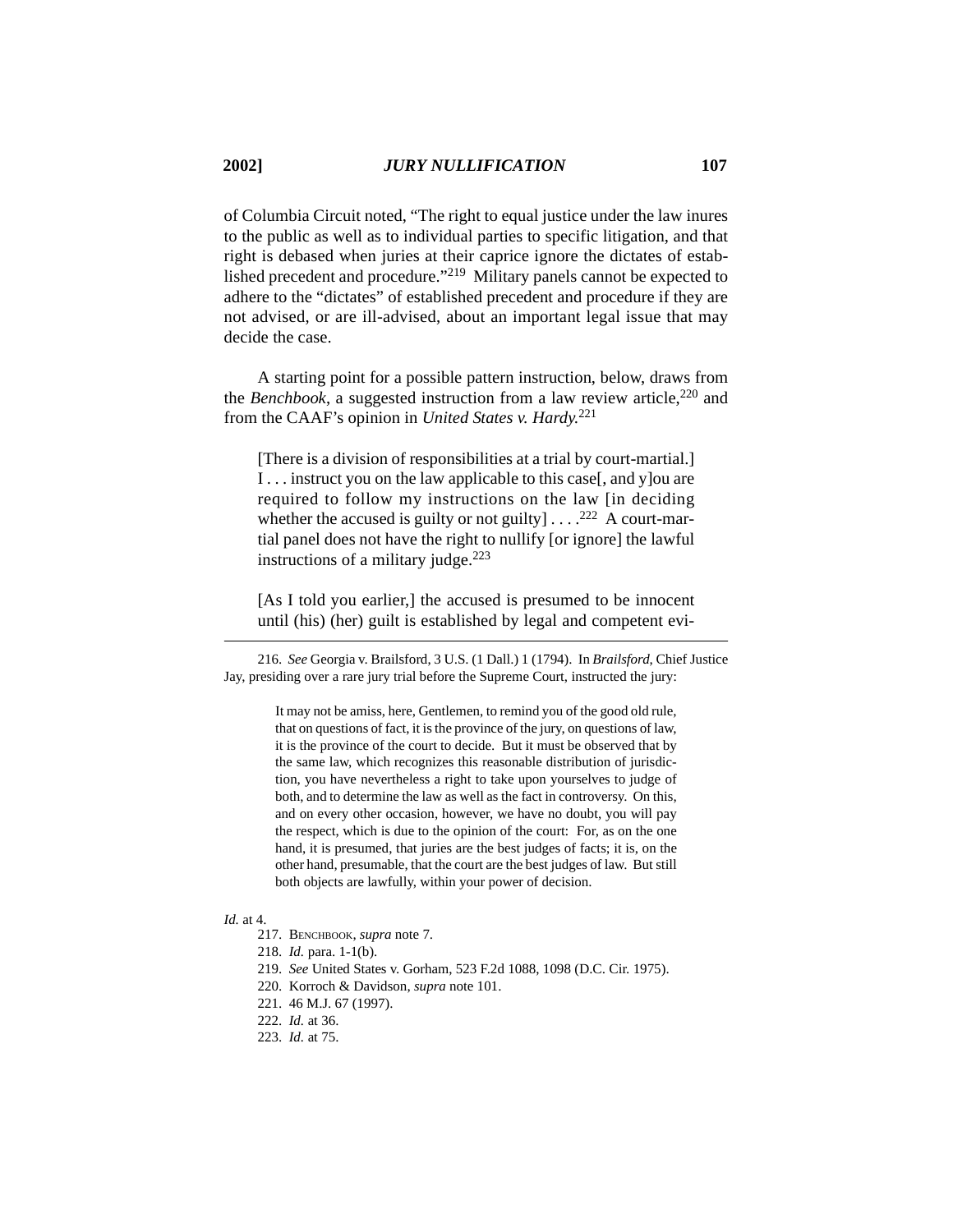of Columbia Circuit noted, "The right to equal justice under the law inures to the public as well as to individual parties to specific litigation, and that right is debased when juries at their caprice ignore the dictates of established precedent and procedure."[219] Military panels cannot be expected to adhere to the "dictates" of established precedent and procedure if they are not advised, or are ill-advised, about an important legal issue that may decide the case.

A starting point for a possible pattern instruction, below, draws from the *Benchbook*, a suggested instruction from a law review article,[220] and from the CAAF's opinion in *United States v. Hardy.*[221]

> [There is a division of responsibilities at a trial by court-martial.] I . . . instruct you on the law applicable to this case[, and y]ou are required to follow my instructions on the law [in deciding whether the accused is guilty or not guilty] . . . .[222] A court-martial panel does not have the right to nullify [or ignore] the lawful instructions of a military judge.[223]
>
> [As I told you earlier,] the accused is presumed to be innocent until (his) (her) guilt is established by legal and competent evi-

---

216. *See* Georgia v. Brailsford, 3 U.S. (1 Dall.) 1 (1794). In *Brailsford,* Chief Justice Jay, presiding over a rare jury trial before the Supreme Court, instructed the jury:

> It may not be amiss, here, Gentlemen, to remind you of the good old rule, that on questions of fact, it is the province of the jury, on questions of law, it is the province of the court to decide. But it must be observed that by the same law, which recognizes this reasonable distribution of jurisdiction, you have nevertheless a right to take upon yourselves to judge of both, and to determine the law as well as the fact in controversy. On this, and on every other occasion, however, we have no doubt, you will pay the respect, which is due to the opinion of the court: For, as on the one hand, it is presumed, that juries are the best judges of facts; it is, on the other hand, presumable, that the court are the best judges of law. But still both objects are lawfully, within your power of decision.

*Id.* at 4.

217. BENCHBOOK, *supra* note 7.

218. *Id.* para. 1-1(b).

219. *See* United States v. Gorham, 523 F.2d 1088, 1098 (D.C. Cir. 1975).

220. Korroch & Davidson, *supra* note 101.

221. 46 M.J. 67 (1997).

222. *Id.* at 36.

223. *Id.* at 75.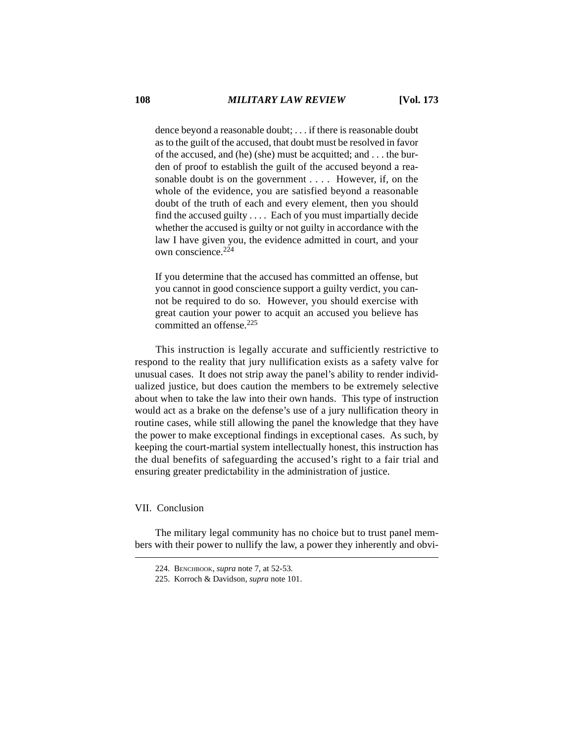> dence beyond a reasonable doubt; . . . if there is reasonable doubt as to the guilt of the accused, that doubt must be resolved in favor of the accused, and (he) (she) must be acquitted; and . . . the burden of proof to establish the guilt of the accused beyond a reasonable doubt is on the government . . . . However, if, on the whole of the evidence, you are satisfied beyond a reasonable doubt of the truth of each and every element, then you should find the accused guilty . . . . Each of you must impartially decide whether the accused is guilty or not guilty in accordance with the law I have given you, the evidence admitted in court, and your own conscience.[224]
>
> If you determine that the accused has committed an offense, but you cannot in good conscience support a guilty verdict, you cannot be required to do so. However, you should exercise with great caution your power to acquit an accused you believe has committed an offense.[225]

This instruction is legally accurate and sufficiently restrictive to respond to the reality that jury nullification exists as a safety valve for unusual cases. It does not strip away the panel's ability to render individualized justice, but does caution the members to be extremely selective about when to take the law into their own hands. This type of instruction would act as a brake on the defense's use of a jury nullification theory in routine cases, while still allowing the panel the knowledge that they have the power to make exceptional findings in exceptional cases. As such, by keeping the court-martial system intellectually honest, this instruction has the dual benefits of safeguarding the accused's right to a fair trial and ensuring greater predictability in the administration of justice.

## VII. Conclusion

The military legal community has no choice but to trust panel members with their power to nullify the law, a power they inherently and obvi-

---

224. BENCHBOOK, *supra* note 7, at 52-53.

225. Korroch & Davidson, *supra* note 101.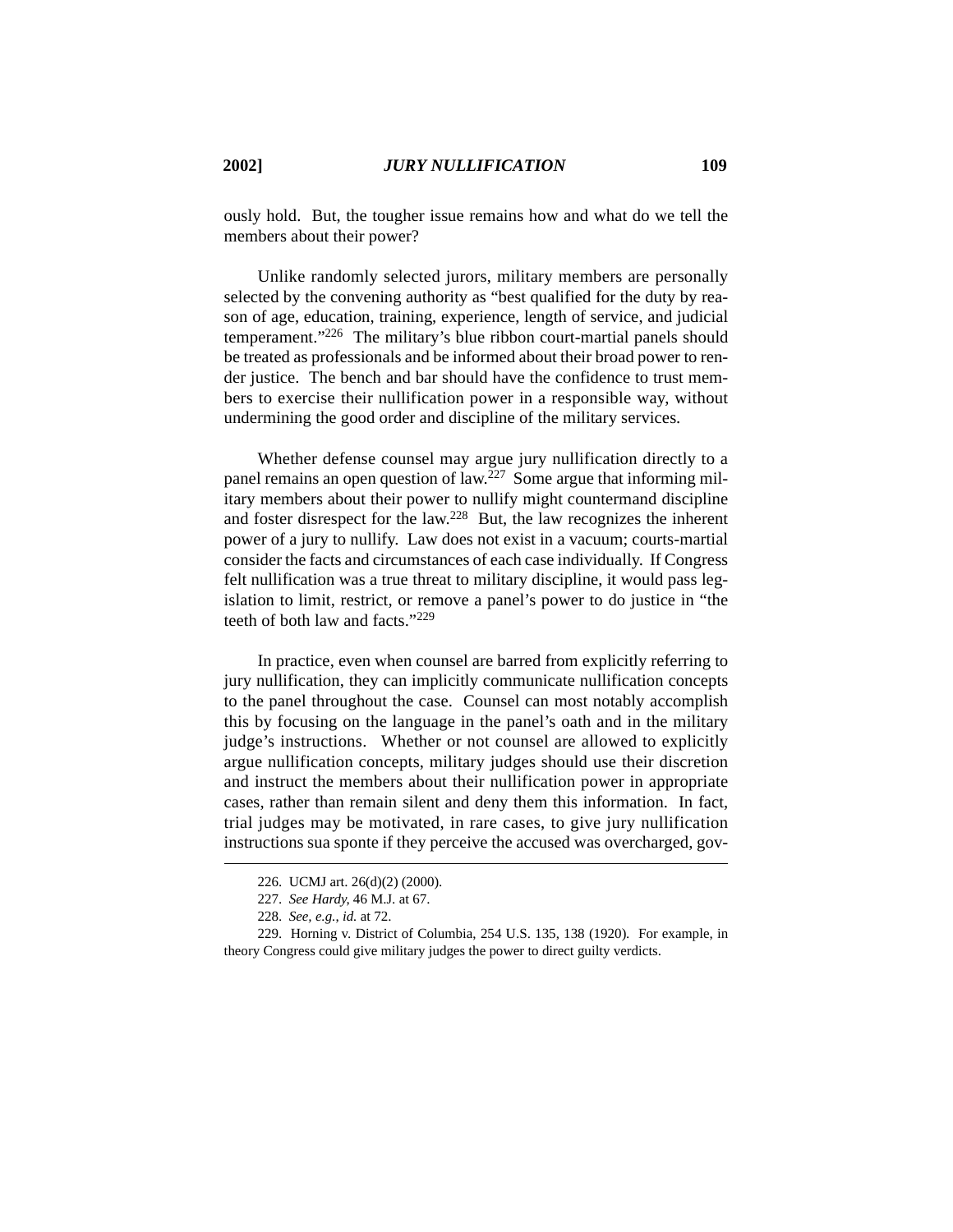ously hold. But, the tougher issue remains how and what do we tell the members about their power?

Unlike randomly selected jurors, military members are personally selected by the convening authority as "best qualified for the duty by reason of age, education, training, experience, length of service, and judicial temperament."[226] The military's blue ribbon court-martial panels should be treated as professionals and be informed about their broad power to render justice. The bench and bar should have the confidence to trust members to exercise their nullification power in a responsible way, without undermining the good order and discipline of the military services.

Whether defense counsel may argue jury nullification directly to a panel remains an open question of law.[227] Some argue that informing military members about their power to nullify might countermand discipline and foster disrespect for the law.[228] But, the law recognizes the inherent power of a jury to nullify. Law does not exist in a vacuum; courts-martial consider the facts and circumstances of each case individually. If Congress felt nullification was a true threat to military discipline, it would pass legislation to limit, restrict, or remove a panel's power to do justice in "the teeth of both law and facts."[229]

In practice, even when counsel are barred from explicitly referring to jury nullification, they can implicitly communicate nullification concepts to the panel throughout the case. Counsel can most notably accomplish this by focusing on the language in the panel's oath and in the military judge's instructions. Whether or not counsel are allowed to explicitly argue nullification concepts, military judges should use their discretion and instruct the members about their nullification power in appropriate cases, rather than remain silent and deny them this information. In fact, trial judges may be motivated, in rare cases, to give jury nullification instructions sua sponte if they perceive the accused was overcharged, gov-

---

226. UCMJ art. 26(d)(2) (2000).

227. *See Hardy*, 46 M.J. at 67.

228. *See, e.g.*, *id.* at 72.

229. Horning v. District of Columbia, 254 U.S. 135, 138 (1920). For example, in theory Congress could give military judges the power to direct guilty verdicts.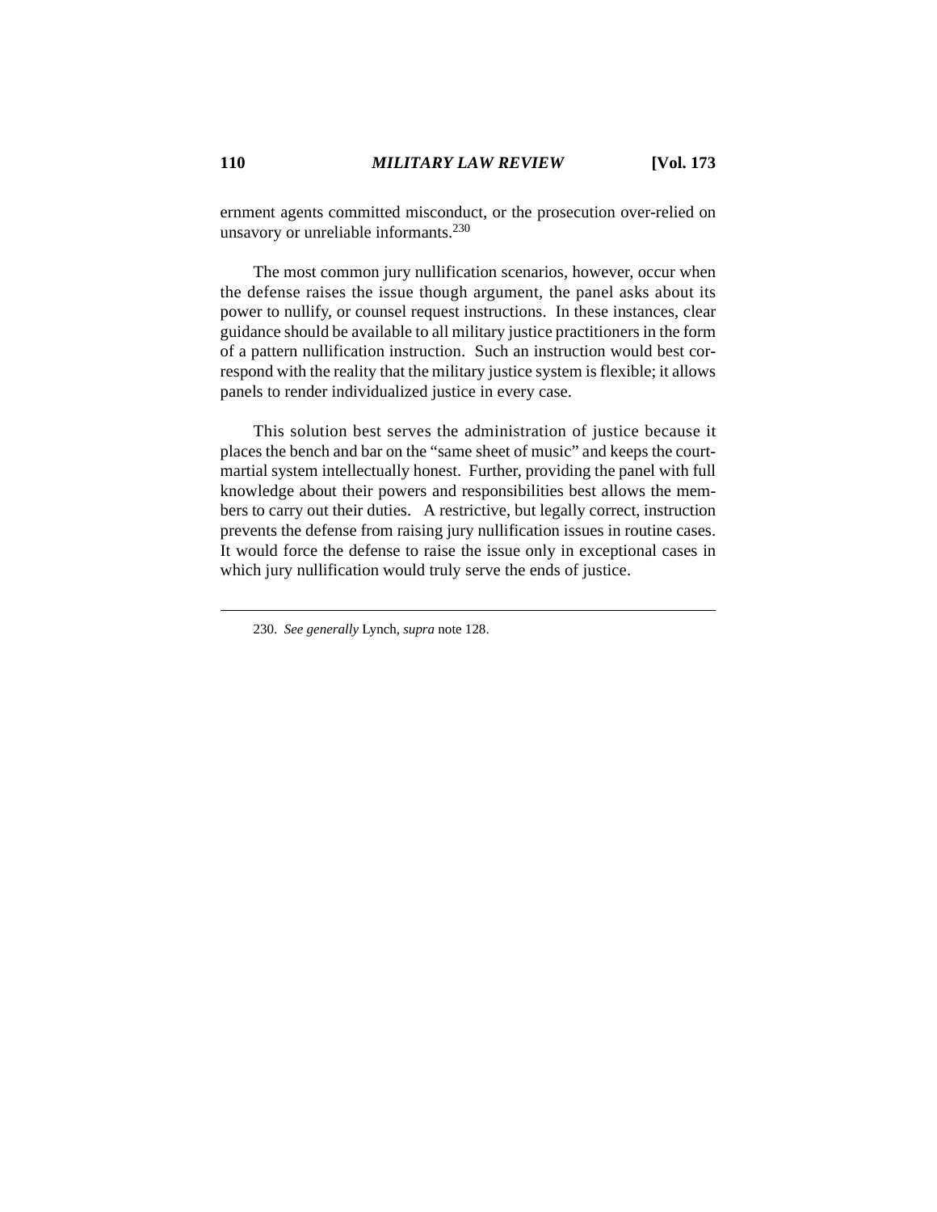ernment agents committed misconduct, or the prosecution over-relied on unsavory or unreliable informants.[230]

The most common jury nullification scenarios, however, occur when the defense raises the issue though argument, the panel asks about its power to nullify, or counsel request instructions. In these instances, clear guidance should be available to all military justice practitioners in the form of a pattern nullification instruction. Such an instruction would best correspond with the reality that the military justice system is flexible; it allows panels to render individualized justice in every case.

This solution best serves the administration of justice because it places the bench and bar on the "same sheet of music" and keeps the court-martial system intellectually honest. Further, providing the panel with full knowledge about their powers and responsibilities best allows the members to carry out their duties. A restrictive, but legally correct, instruction prevents the defense from raising jury nullification issues in routine cases. It would force the defense to raise the issue only in exceptional cases in which jury nullification would truly serve the ends of justice.

---

230. *See generally* Lynch, *supra* note 128.